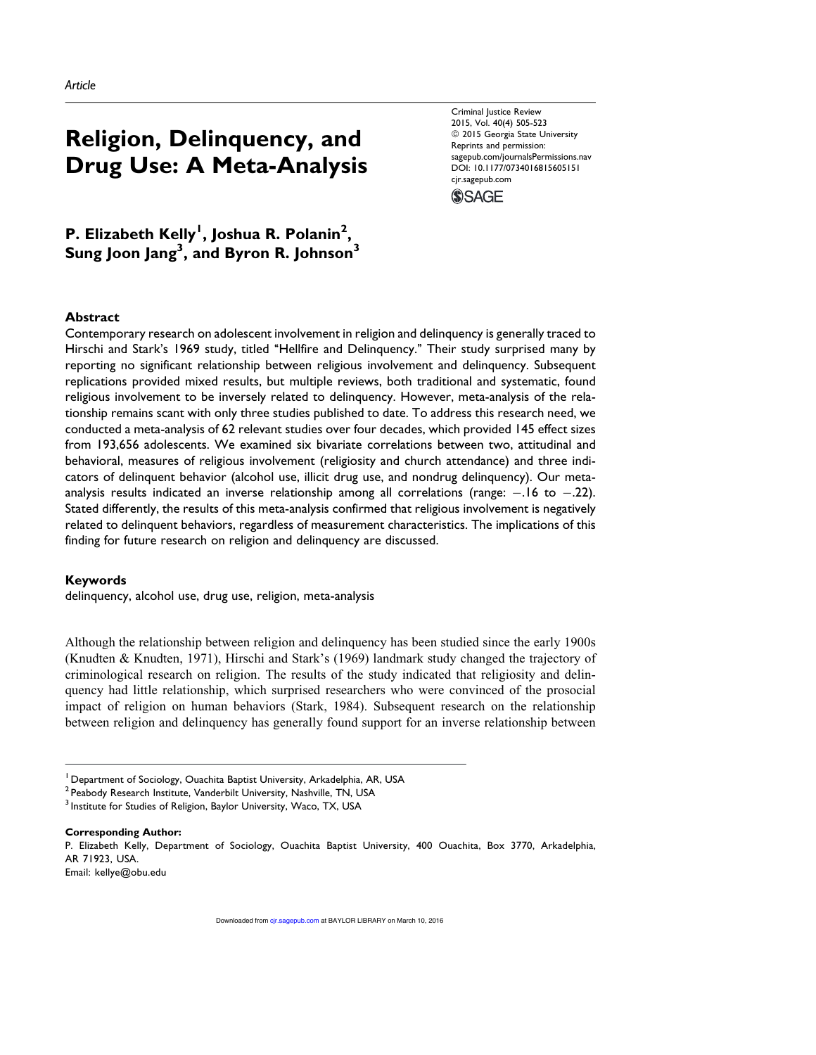Article

# Religion, Delinquency, and Drug Use: A Meta-Analysis

**P. Elizabeth Kelly[1], Joshua R. Polanin[2], Sung Joon Jang[3], and Byron R. Johnson[3]**

## Abstract

Contemporary research on adolescent involvement in religion and delinquency is generally traced to Hirschi and Stark's 1969 study, titled "Hellfire and Delinquency." Their study surprised many by reporting no significant relationship between religious involvement and delinquency. Subsequent replications provided mixed results, but multiple reviews, both traditional and systematic, found religious involvement to be inversely related to delinquency. However, meta-analysis of the relationship remains scant with only three studies published to date. To address this research need, we conducted a meta-analysis of 62 relevant studies over four decades, which provided 145 effect sizes from 193,656 adolescents. We examined six bivariate correlations between two, attitudinal and behavioral, measures of religious involvement (religiosity and church attendance) and three indicators of delinquent behavior (alcohol use, illicit drug use, and nondrug delinquency). Our meta-analysis results indicated an inverse relationship among all correlations (range: −.16 to −.22). Stated differently, the results of this meta-analysis confirmed that religious involvement is negatively related to delinquent behaviors, regardless of measurement characteristics. The implications of this finding for future research on religion and delinquency are discussed.

## Keywords

delinquency, alcohol use, drug use, religion, meta-analysis

Although the relationship between religion and delinquency has been studied since the early 1900s (Knudten & Knudten, 1971), Hirschi and Stark's (1969) landmark study changed the trajectory of criminological research on religion. The results of the study indicated that religiosity and delinquency had little relationship, which surprised researchers who were convinced of the prosocial impact of religion on human behaviors (Stark, 1984). Subsequent research on the relationship between religion and delinquency has generally found support for an inverse relationship between

[1] Department of Sociology, Ouachita Baptist University, Arkadelphia, AR, USA
[2] Peabody Research Institute, Vanderbilt University, Nashville, TN, USA
[3] Institute for Studies of Religion, Baylor University, Waco, TX, USA

**Corresponding Author:**
P. Elizabeth Kelly, Department of Sociology, Ouachita Baptist University, 400 Ouachita, Box 3770, Arkadelphia, AR 71923, USA.
Email: kellye@obu.edu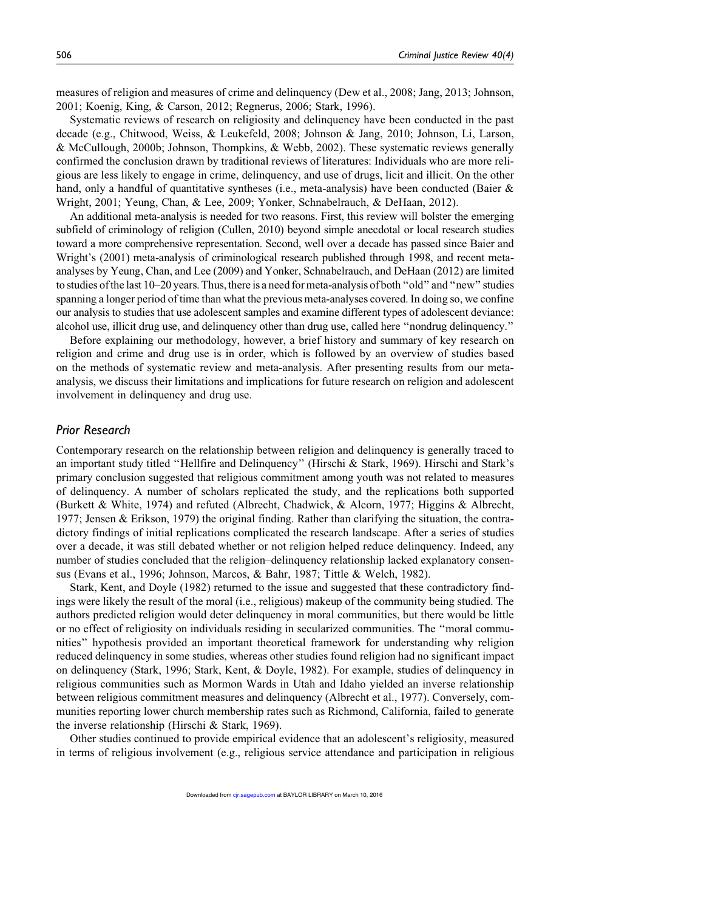measures of religion and measures of crime and delinquency (Dew et al., 2008; Jang, 2013; Johnson, 2001; Koenig, King, & Carson, 2012; Regnerus, 2006; Stark, 1996).

Systematic reviews of research on religiosity and delinquency have been conducted in the past decade (e.g., Chitwood, Weiss, & Leukefeld, 2008; Johnson & Jang, 2010; Johnson, Li, Larson, & McCullough, 2000b; Johnson, Thompkins, & Webb, 2002). These systematic reviews generally confirmed the conclusion drawn by traditional reviews of literatures: Individuals who are more religious are less likely to engage in crime, delinquency, and use of drugs, licit and illicit. On the other hand, only a handful of quantitative syntheses (i.e., meta-analysis) have been conducted (Baier & Wright, 2001; Yeung, Chan, & Lee, 2009; Yonker, Schnabelrauch, & DeHaan, 2012).

An additional meta-analysis is needed for two reasons. First, this review will bolster the emerging subfield of criminology of religion (Cullen, 2010) beyond simple anecdotal or local research studies toward a more comprehensive representation. Second, well over a decade has passed since Baier and Wright's (2001) meta-analysis of criminological research published through 1998, and recent meta-analyses by Yeung, Chan, and Lee (2009) and Yonker, Schnabelrauch, and DeHaan (2012) are limited to studies of the last 10–20 years. Thus, there is a need for meta-analysis of both "old" and "new" studies spanning a longer period of time than what the previous meta-analyses covered. In doing so, we confine our analysis to studies that use adolescent samples and examine different types of adolescent deviance: alcohol use, illicit drug use, and delinquency other than drug use, called here "nondrug delinquency."

Before explaining our methodology, however, a brief history and summary of key research on religion and crime and drug use is in order, which is followed by an overview of studies based on the methods of systematic review and meta-analysis. After presenting results from our meta-analysis, we discuss their limitations and implications for future research on religion and adolescent involvement in delinquency and drug use.

## Prior Research

Contemporary research on the relationship between religion and delinquency is generally traced to an important study titled "Hellfire and Delinquency" (Hirschi & Stark, 1969). Hirschi and Stark's primary conclusion suggested that religious commitment among youth was not related to measures of delinquency. A number of scholars replicated the study, and the replications both supported (Burkett & White, 1974) and refuted (Albrecht, Chadwick, & Alcorn, 1977; Higgins & Albrecht, 1977; Jensen & Erikson, 1979) the original finding. Rather than clarifying the situation, the contradictory findings of initial replications complicated the research landscape. After a series of studies over a decade, it was still debated whether or not religion helped reduce delinquency. Indeed, any number of studies concluded that the religion–delinquency relationship lacked explanatory consensus (Evans et al., 1996; Johnson, Marcos, & Bahr, 1987; Tittle & Welch, 1982).

Stark, Kent, and Doyle (1982) returned to the issue and suggested that these contradictory findings were likely the result of the moral (i.e., religious) makeup of the community being studied. The authors predicted religion would deter delinquency in moral communities, but there would be little or no effect of religiosity on individuals residing in secularized communities. The "moral communities" hypothesis provided an important theoretical framework for understanding why religion reduced delinquency in some studies, whereas other studies found religion had no significant impact on delinquency (Stark, 1996; Stark, Kent, & Doyle, 1982). For example, studies of delinquency in religious communities such as Mormon Wards in Utah and Idaho yielded an inverse relationship between religious commitment measures and delinquency (Albrecht et al., 1977). Conversely, communities reporting lower church membership rates such as Richmond, California, failed to generate the inverse relationship (Hirschi & Stark, 1969).

Other studies continued to provide empirical evidence that an adolescent's religiosity, measured in terms of religious involvement (e.g., religious service attendance and participation in religious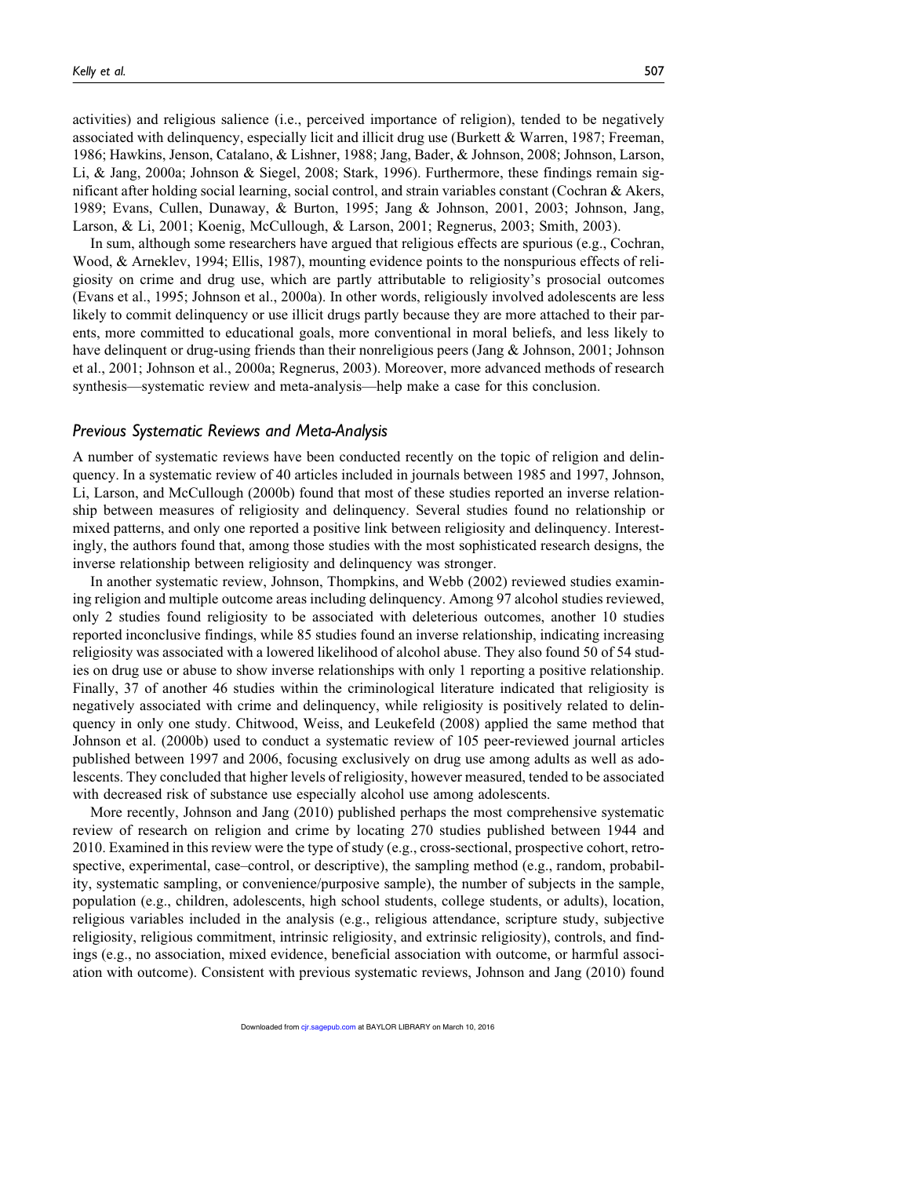activities) and religious salience (i.e., perceived importance of religion), tended to be negatively associated with delinquency, especially licit and illicit drug use (Burkett & Warren, 1987; Freeman, 1986; Hawkins, Jenson, Catalano, & Lishner, 1988; Jang, Bader, & Johnson, 2008; Johnson, Larson, Li, & Jang, 2000a; Johnson & Siegel, 2008; Stark, 1996). Furthermore, these findings remain significant after holding social learning, social control, and strain variables constant (Cochran & Akers, 1989; Evans, Cullen, Dunaway, & Burton, 1995; Jang & Johnson, 2001, 2003; Johnson, Jang, Larson, & Li, 2001; Koenig, McCullough, & Larson, 2001; Regnerus, 2003; Smith, 2003).

In sum, although some researchers have argued that religious effects are spurious (e.g., Cochran, Wood, & Arneklev, 1994; Ellis, 1987), mounting evidence points to the nonspurious effects of religiosity on crime and drug use, which are partly attributable to religiosity's prosocial outcomes (Evans et al., 1995; Johnson et al., 2000a). In other words, religiously involved adolescents are less likely to commit delinquency or use illicit drugs partly because they are more attached to their parents, more committed to educational goals, more conventional in moral beliefs, and less likely to have delinquent or drug-using friends than their nonreligious peers (Jang & Johnson, 2001; Johnson et al., 2001; Johnson et al., 2000a; Regnerus, 2003). Moreover, more advanced methods of research synthesis—systematic review and meta-analysis—help make a case for this conclusion.

## *Previous Systematic Reviews and Meta-Analysis*

A number of systematic reviews have been conducted recently on the topic of religion and delinquency. In a systematic review of 40 articles included in journals between 1985 and 1997, Johnson, Li, Larson, and McCullough (2000b) found that most of these studies reported an inverse relationship between measures of religiosity and delinquency. Several studies found no relationship or mixed patterns, and only one reported a positive link between religiosity and delinquency. Interestingly, the authors found that, among those studies with the most sophisticated research designs, the inverse relationship between religiosity and delinquency was stronger.

In another systematic review, Johnson, Thompkins, and Webb (2002) reviewed studies examining religion and multiple outcome areas including delinquency. Among 97 alcohol studies reviewed, only 2 studies found religiosity to be associated with deleterious outcomes, another 10 studies reported inconclusive findings, while 85 studies found an inverse relationship, indicating increasing religiosity was associated with a lowered likelihood of alcohol abuse. They also found 50 of 54 studies on drug use or abuse to show inverse relationships with only 1 reporting a positive relationship. Finally, 37 of another 46 studies within the criminological literature indicated that religiosity is negatively associated with crime and delinquency, while religiosity is positively related to delinquency in only one study. Chitwood, Weiss, and Leukefeld (2008) applied the same method that Johnson et al. (2000b) used to conduct a systematic review of 105 peer-reviewed journal articles published between 1997 and 2006, focusing exclusively on drug use among adults as well as adolescents. They concluded that higher levels of religiosity, however measured, tended to be associated with decreased risk of substance use especially alcohol use among adolescents.

More recently, Johnson and Jang (2010) published perhaps the most comprehensive systematic review of research on religion and crime by locating 270 studies published between 1944 and 2010. Examined in this review were the type of study (e.g., cross-sectional, prospective cohort, retrospective, experimental, case–control, or descriptive), the sampling method (e.g., random, probability, systematic sampling, or convenience/purposive sample), the number of subjects in the sample, population (e.g., children, adolescents, high school students, college students, or adults), location, religious variables included in the analysis (e.g., religious attendance, scripture study, subjective religiosity, religious commitment, intrinsic religiosity, and extrinsic religiosity), controls, and findings (e.g., no association, mixed evidence, beneficial association with outcome, or harmful association with outcome). Consistent with previous systematic reviews, Johnson and Jang (2010) found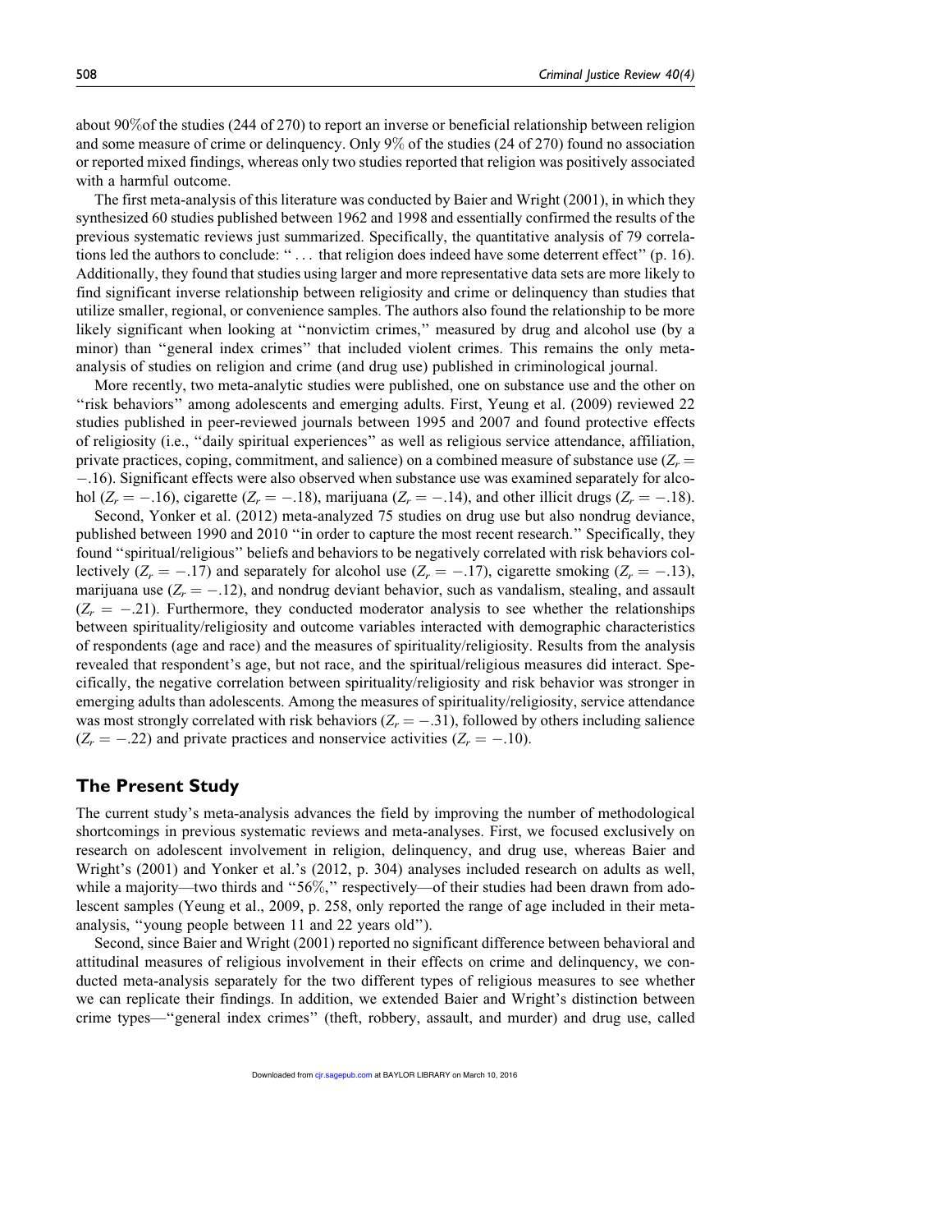about 90% of the studies (244 of 270) to report an inverse or beneficial relationship between religion and some measure of crime or delinquency. Only 9% of the studies (24 of 270) found no association or reported mixed findings, whereas only two studies reported that religion was positively associated with a harmful outcome.

The first meta-analysis of this literature was conducted by Baier and Wright (2001), in which they synthesized 60 studies published between 1962 and 1998 and essentially confirmed the results of the previous systematic reviews just summarized. Specifically, the quantitative analysis of 79 correlations led the authors to conclude: ". . . that religion does indeed have some deterrent effect" (p. 16). Additionally, they found that studies using larger and more representative data sets are more likely to find significant inverse relationship between religiosity and crime or delinquency than studies that utilize smaller, regional, or convenience samples. The authors also found the relationship to be more likely significant when looking at "nonvictim crimes," measured by drug and alcohol use (by a minor) than "general index crimes" that included violent crimes. This remains the only meta-analysis of studies on religion and crime (and drug use) published in criminological journal.

More recently, two meta-analytic studies were published, one on substance use and the other on "risk behaviors" among adolescents and emerging adults. First, Yeung et al. (2009) reviewed 22 studies published in peer-reviewed journals between 1995 and 2007 and found protective effects of religiosity (i.e., "daily spiritual experiences" as well as religious service attendance, affiliation, private practices, coping, commitment, and salience) on a combined measure of substance use ($Z_r = -.16$). Significant effects were also observed when substance use was examined separately for alcohol ($Z_r = -.16$), cigarette ($Z_r = -.18$), marijuana ($Z_r = -.14$), and other illicit drugs ($Z_r = -.18$).

Second, Yonker et al. (2012) meta-analyzed 75 studies on drug use but also nondrug deviance, published between 1990 and 2010 "in order to capture the most recent research." Specifically, they found "spiritual/religious" beliefs and behaviors to be negatively correlated with risk behaviors collectively ($Z_r = -.17$) and separately for alcohol use ($Z_r = -.17$), cigarette smoking ($Z_r = -.13$), marijuana use ($Z_r = -.12$), and nondrug deviant behavior, such as vandalism, stealing, and assault ($Z_r = -.21$). Furthermore, they conducted moderator analysis to see whether the relationships between spirituality/religiosity and outcome variables interacted with demographic characteristics of respondents (age and race) and the measures of spirituality/religiosity. Results from the analysis revealed that respondent's age, but not race, and the spiritual/religious measures did interact. Specifically, the negative correlation between spirituality/religiosity and risk behavior was stronger in emerging adults than adolescents. Among the measures of spirituality/religiosity, service attendance was most strongly correlated with risk behaviors ($Z_r = -.31$), followed by others including salience ($Z_r = -.22$) and private practices and nonservice activities ($Z_r = -.10$).

## The Present Study

The current study's meta-analysis advances the field by improving the number of methodological shortcomings in previous systematic reviews and meta-analyses. First, we focused exclusively on research on adolescent involvement in religion, delinquency, and drug use, whereas Baier and Wright's (2001) and Yonker et al.'s (2012, p. 304) analyses included research on adults as well, while a majority—two thirds and "56%," respectively—of their studies had been drawn from adolescent samples (Yeung et al., 2009, p. 258, only reported the range of age included in their meta-analysis, "young people between 11 and 22 years old").

Second, since Baier and Wright (2001) reported no significant difference between behavioral and attitudinal measures of religious involvement in their effects on crime and delinquency, we conducted meta-analysis separately for the two different types of religious measures to see whether we can replicate their findings. In addition, we extended Baier and Wright's distinction between crime types—"general index crimes" (theft, robbery, assault, and murder) and drug use, called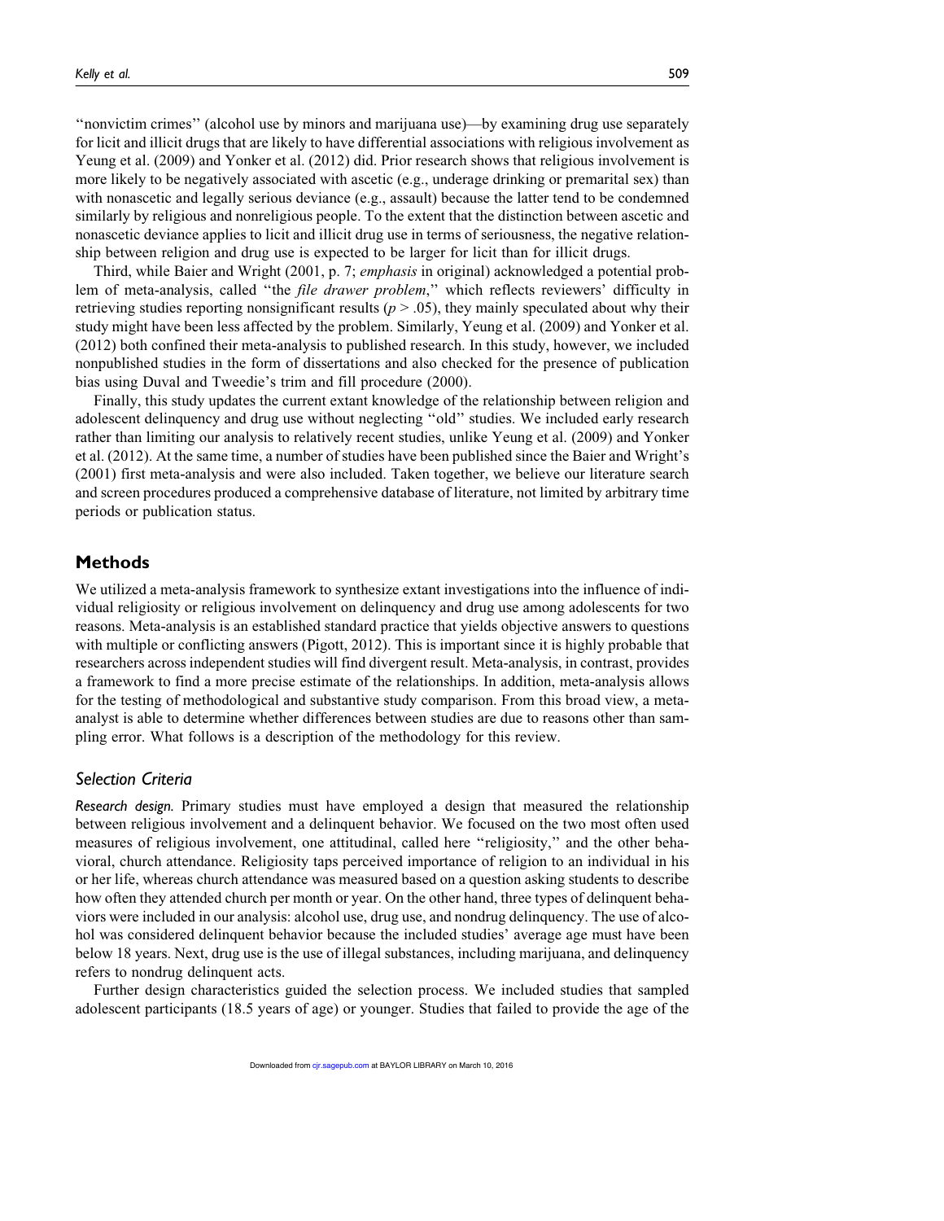"nonvictim crimes" (alcohol use by minors and marijuana use)—by examining drug use separately for licit and illicit drugs that are likely to have differential associations with religious involvement as Yeung et al. (2009) and Yonker et al. (2012) did. Prior research shows that religious involvement is more likely to be negatively associated with ascetic (e.g., underage drinking or premarital sex) than with nonascetic and legally serious deviance (e.g., assault) because the latter tend to be condemned similarly by religious and nonreligious people. To the extent that the distinction between ascetic and nonascetic deviance applies to licit and illicit drug use in terms of seriousness, the negative relationship between religion and drug use is expected to be larger for licit than for illicit drugs.

Third, while Baier and Wright (2001, p. 7; *emphasis* in original) acknowledged a potential problem of meta-analysis, called "the *file drawer problem*," which reflects reviewers' difficulty in retrieving studies reporting nonsignificant results ($p > .05$), they mainly speculated about why their study might have been less affected by the problem. Similarly, Yeung et al. (2009) and Yonker et al. (2012) both confined their meta-analysis to published research. In this study, however, we included nonpublished studies in the form of dissertations and also checked for the presence of publication bias using Duval and Tweedie's trim and fill procedure (2000).

Finally, this study updates the current extant knowledge of the relationship between religion and adolescent delinquency and drug use without neglecting "old" studies. We included early research rather than limiting our analysis to relatively recent studies, unlike Yeung et al. (2009) and Yonker et al. (2012). At the same time, a number of studies have been published since the Baier and Wright's (2001) first meta-analysis and were also included. Taken together, we believe our literature search and screen procedures produced a comprehensive database of literature, not limited by arbitrary time periods or publication status.

## Methods

We utilized a meta-analysis framework to synthesize extant investigations into the influence of individual religiosity or religious involvement on delinquency and drug use among adolescents for two reasons. Meta-analysis is an established standard practice that yields objective answers to questions with multiple or conflicting answers (Pigott, 2012). This is important since it is highly probable that researchers across independent studies will find divergent result. Meta-analysis, in contrast, provides a framework to find a more precise estimate of the relationships. In addition, meta-analysis allows for the testing of methodological and substantive study comparison. From this broad view, a meta-analyst is able to determine whether differences between studies are due to reasons other than sampling error. What follows is a description of the methodology for this review.

### Selection Criteria

*Research design.* Primary studies must have employed a design that measured the relationship between religious involvement and a delinquent behavior. We focused on the two most often used measures of religious involvement, one attitudinal, called here "religiosity," and the other behavioral, church attendance. Religiosity taps perceived importance of religion to an individual in his or her life, whereas church attendance was measured based on a question asking students to describe how often they attended church per month or year. On the other hand, three types of delinquent behaviors were included in our analysis: alcohol use, drug use, and nondrug delinquency. The use of alcohol was considered delinquent behavior because the included studies' average age must have been below 18 years. Next, drug use is the use of illegal substances, including marijuana, and delinquency refers to nondrug delinquent acts.

Further design characteristics guided the selection process. We included studies that sampled adolescent participants (18.5 years of age) or younger. Studies that failed to provide the age of the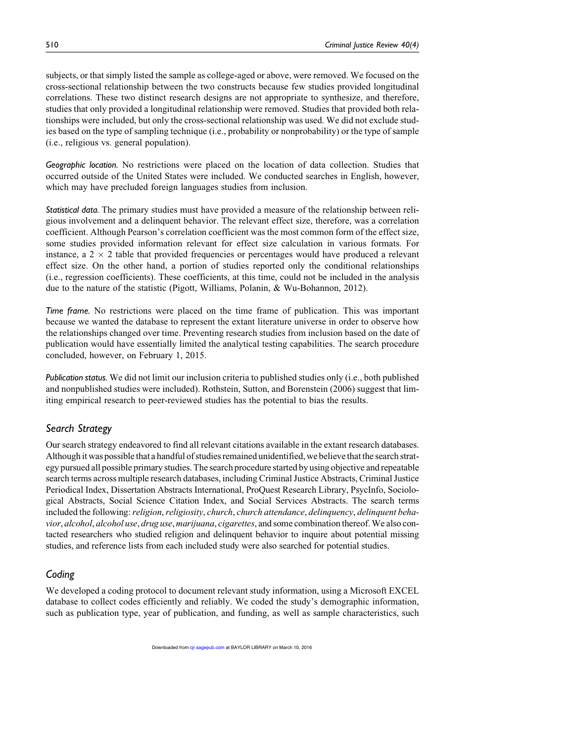subjects, or that simply listed the sample as college-aged or above, were removed. We focused on the cross-sectional relationship between the two constructs because few studies provided longitudinal correlations. These two distinct research designs are not appropriate to synthesize, and therefore, studies that only provided a longitudinal relationship were removed. Studies that provided both relationships were included, but only the cross-sectional relationship was used. We did not exclude studies based on the type of sampling technique (i.e., probability or nonprobability) or the type of sample (i.e., religious vs. general population).

*Geographic location.* No restrictions were placed on the location of data collection. Studies that occurred outside of the United States were included. We conducted searches in English, however, which may have precluded foreign languages studies from inclusion.

*Statistical data.* The primary studies must have provided a measure of the relationship between religious involvement and a delinquent behavior. The relevant effect size, therefore, was a correlation coefficient. Although Pearson's correlation coefficient was the most common form of the effect size, some studies provided information relevant for effect size calculation in various formats. For instance, a $2 \times 2$ table that provided frequencies or percentages would have produced a relevant effect size. On the other hand, a portion of studies reported only the conditional relationships (i.e., regression coefficients). These coefficients, at this time, could not be included in the analysis due to the nature of the statistic (Pigott, Williams, Polanin, & Wu-Bohannon, 2012).

*Time frame.* No restrictions were placed on the time frame of publication. This was important because we wanted the database to represent the extant literature universe in order to observe how the relationships changed over time. Preventing research studies from inclusion based on the date of publication would have essentially limited the analytical testing capabilities. The search procedure concluded, however, on February 1, 2015.

*Publication status.* We did not limit our inclusion criteria to published studies only (i.e., both published and nonpublished studies were included). Rothstein, Sutton, and Borenstein (2006) suggest that limiting empirical research to peer-reviewed studies has the potential to bias the results.

## Search Strategy

Our search strategy endeavored to find all relevant citations available in the extant research databases. Although it was possible that a handful of studies remained unidentified, we believe that the search strategy pursued all possible primary studies. The search procedure started by using objective and repeatable search terms across multiple research databases, including Criminal Justice Abstracts, Criminal Justice Periodical Index, Dissertation Abstracts International, ProQuest Research Library, PsycInfo, Sociological Abstracts, Social Science Citation Index, and Social Services Abstracts. The search terms included the following: *religion*, *religiosity*, *church*, *church attendance*, *delinquency*, *delinquent behavior*, *alcohol*, *alcohol use*, *drug use*, *marijuana*, *cigarettes*, and some combination thereof. We also contacted researchers who studied religion and delinquent behavior to inquire about potential missing studies, and reference lists from each included study were also searched for potential studies.

## Coding

We developed a coding protocol to document relevant study information, using a Microsoft EXCEL database to collect codes efficiently and reliably. We coded the study's demographic information, such as publication type, year of publication, and funding, as well as sample characteristics, such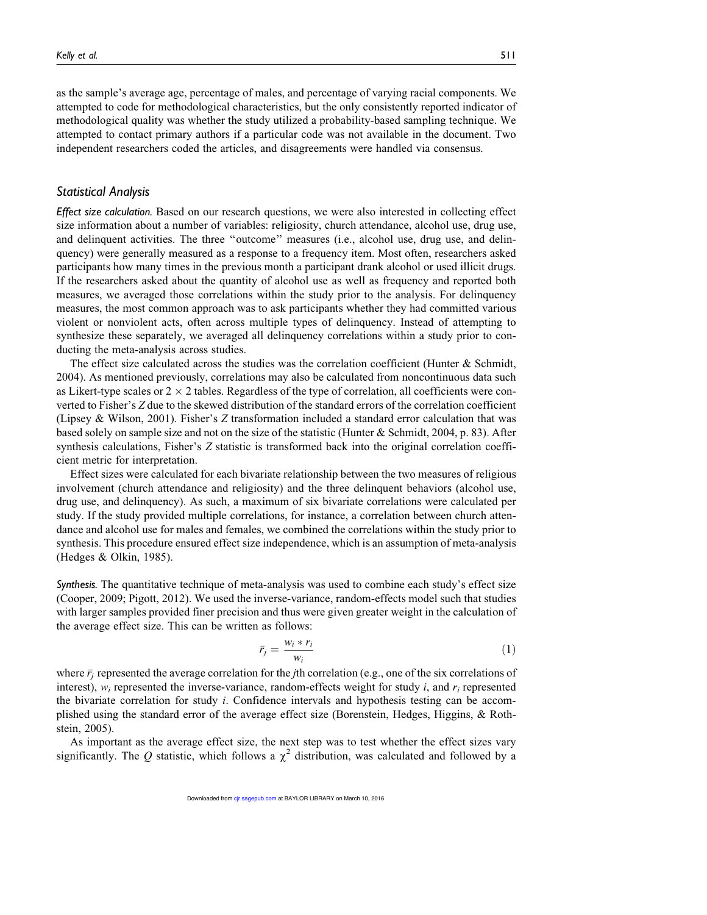as the sample's average age, percentage of males, and percentage of varying racial components. We attempted to code for methodological characteristics, but the only consistently reported indicator of methodological quality was whether the study utilized a probability-based sampling technique. We attempted to contact primary authors if a particular code was not available in the document. Two independent researchers coded the articles, and disagreements were handled via consensus.

## Statistical Analysis

*Effect size calculation.* Based on our research questions, we were also interested in collecting effect size information about a number of variables: religiosity, church attendance, alcohol use, drug use, and delinquent activities. The three "outcome" measures (i.e., alcohol use, drug use, and delinquency) were generally measured as a response to a frequency item. Most often, researchers asked participants how many times in the previous month a participant drank alcohol or used illicit drugs. If the researchers asked about the quantity of alcohol use as well as frequency and reported both measures, we averaged those correlations within the study prior to the analysis. For delinquency measures, the most common approach was to ask participants whether they had committed various violent or nonviolent acts, often across multiple types of delinquency. Instead of attempting to synthesize these separately, we averaged all delinquency correlations within a study prior to conducting the meta-analysis across studies.

The effect size calculated across the studies was the correlation coefficient (Hunter & Schmidt, 2004). As mentioned previously, correlations may also be calculated from noncontinuous data such as Likert-type scales or $2 \times 2$ tables. Regardless of the type of correlation, all coefficients were converted to Fisher's $Z$ due to the skewed distribution of the standard errors of the correlation coefficient (Lipsey & Wilson, 2001). Fisher's $Z$ transformation included a standard error calculation that was based solely on sample size and not on the size of the statistic (Hunter & Schmidt, 2004, p. 83). After synthesis calculations, Fisher's $Z$ statistic is transformed back into the original correlation coefficient metric for interpretation.

Effect sizes were calculated for each bivariate relationship between the two measures of religious involvement (church attendance and religiosity) and the three delinquent behaviors (alcohol use, drug use, and delinquency). As such, a maximum of six bivariate correlations were calculated per study. If the study provided multiple correlations, for instance, a correlation between church attendance and alcohol use for males and females, we combined the correlations within the study prior to synthesis. This procedure ensured effect size independence, which is an assumption of meta-analysis (Hedges & Olkin, 1985).

*Synthesis.* The quantitative technique of meta-analysis was used to combine each study's effect size (Cooper, 2009; Pigott, 2012). We used the inverse-variance, random-effects model such that studies with larger samples provided finer precision and thus were given greater weight in the calculation of the average effect size. This can be written as follows:

$$\bar{r}_j = \frac{w_i * r_i}{w_i} \tag{1}$$

where $\bar{r}_j$ represented the average correlation for the $j$th correlation (e.g., one of the six correlations of interest), $w_i$ represented the inverse-variance, random-effects weight for study $i$, and $r_i$ represented the bivariate correlation for study $i$. Confidence intervals and hypothesis testing can be accomplished using the standard error of the average effect size (Borenstein, Hedges, Higgins, & Rothstein, 2005).

As important as the average effect size, the next step was to test whether the effect sizes vary significantly. The $Q$ statistic, which follows a $\chi^2$ distribution, was calculated and followed by a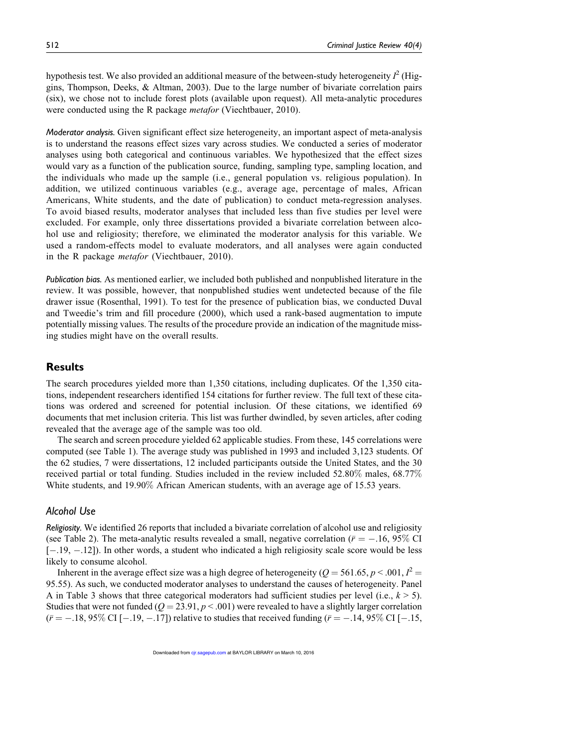hypothesis test. We also provided an additional measure of the between-study heterogeneity $I^2$ (Higgins, Thompson, Deeks, & Altman, 2003). Due to the large number of bivariate correlation pairs (six), we chose not to include forest plots (available upon request). All meta-analytic procedures were conducted using the R package *metafor* (Viechtbauer, 2010).

*Moderator analysis.* Given significant effect size heterogeneity, an important aspect of meta-analysis is to understand the reasons effect sizes vary across studies. We conducted a series of moderator analyses using both categorical and continuous variables. We hypothesized that the effect sizes would vary as a function of the publication source, funding, sampling type, sampling location, and the individuals who made up the sample (i.e., general population vs. religious population). In addition, we utilized continuous variables (e.g., average age, percentage of males, African Americans, White students, and the date of publication) to conduct meta-regression analyses. To avoid biased results, moderator analyses that included less than five studies per level were excluded. For example, only three dissertations provided a bivariate correlation between alcohol use and religiosity; therefore, we eliminated the moderator analysis for this variable. We used a random-effects model to evaluate moderators, and all analyses were again conducted in the R package *metafor* (Viechtbauer, 2010).

*Publication bias.* As mentioned earlier, we included both published and nonpublished literature in the review. It was possible, however, that nonpublished studies went undetected because of the file drawer issue (Rosenthal, 1991). To test for the presence of publication bias, we conducted Duval and Tweedie's trim and fill procedure (2000), which used a rank-based augmentation to impute potentially missing values. The results of the procedure provide an indication of the magnitude missing studies might have on the overall results.

## Results

The search procedures yielded more than 1,350 citations, including duplicates. Of the 1,350 citations, independent researchers identified 154 citations for further review. The full text of these citations was ordered and screened for potential inclusion. Of these citations, we identified 69 documents that met inclusion criteria. This list was further dwindled, by seven articles, after coding revealed that the average age of the sample was too old.

The search and screen procedure yielded 62 applicable studies. From these, 145 correlations were computed (see Table 1). The average study was published in 1993 and included 3,123 students. Of the 62 studies, 7 were dissertations, 12 included participants outside the United States, and the 30 received partial or total funding. Studies included in the review included 52.80% males, 68.77% White students, and 19.90% African American students, with an average age of 15.53 years.

### Alcohol Use

*Religiosity.* We identified 26 reports that included a bivariate correlation of alcohol use and religiosity (see Table 2). The meta-analytic results revealed a small, negative correlation ($\bar{r} = -.16$, 95% CI [−.19, −.12]). In other words, a student who indicated a high religiosity scale score would be less likely to consume alcohol.

Inherent in the average effect size was a high degree of heterogeneity ($Q = 561.65$, $p < .001$, $I^2 = 95.55$). As such, we conducted moderator analyses to understand the causes of heterogeneity. Panel A in Table 3 shows that three categorical moderators had sufficient studies per level (i.e., $k > 5$). Studies that were not funded ($Q = 23.91$, $p < .001$) were revealed to have a slightly larger correlation ($\bar{r} = -.18$, 95% CI [−.19, −.17]) relative to studies that received funding ($\bar{r} = -.14$, 95% CI [−.15,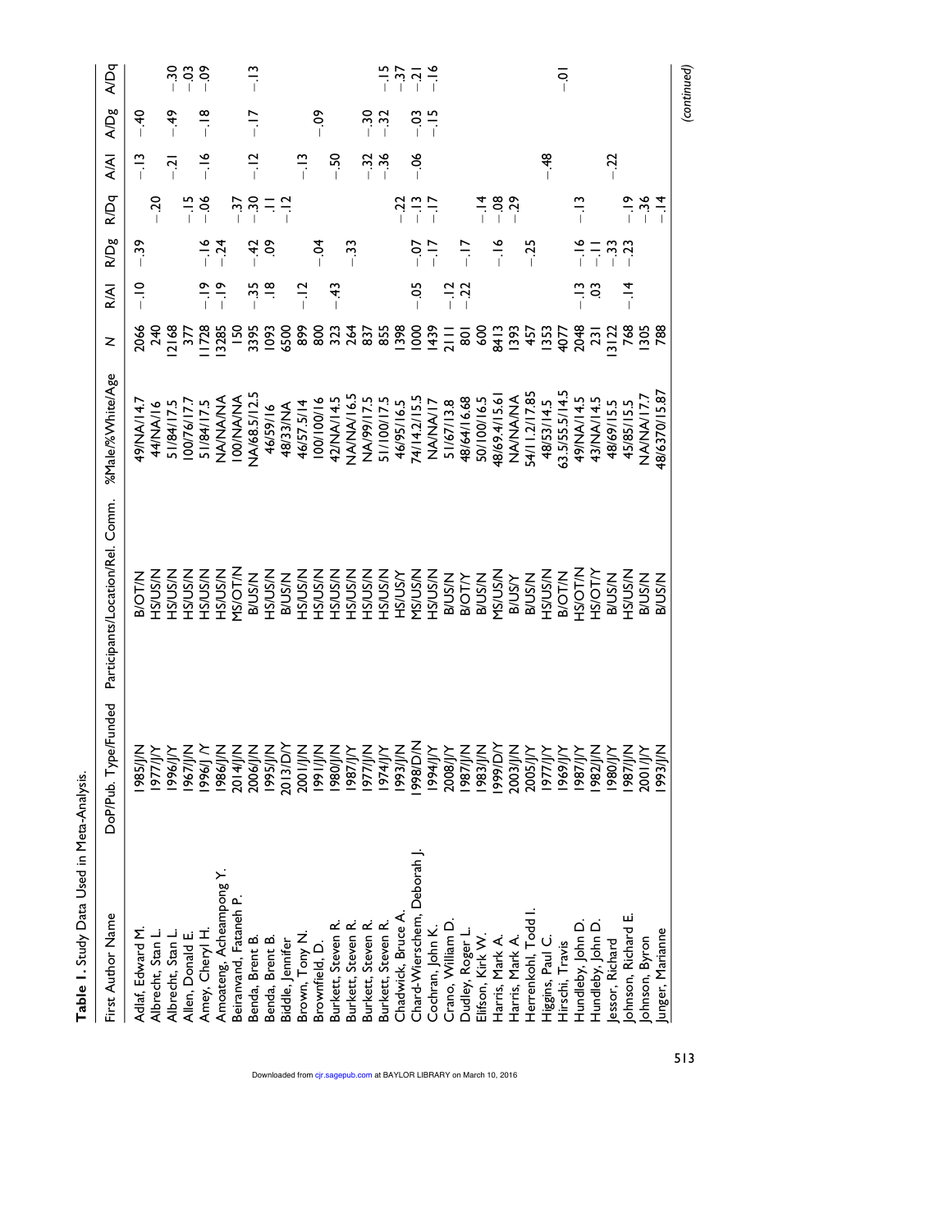**Table 1.** Study Data Used in Meta-Analysis.

| First Author Name | DoP/Pub. Type/Funded | Participants/Location/Rel. Comm. | %Male/%White/Age | N | R/Al | R/Dg | R/Dq | A/Al | A/Dg | A/Dq |
|---|---|---|---|---|---|---|---|---|---|---|
| Adlaf, Edward M. | 1985/J/N | B/OT/N | 49/NA/14.7 | 2066 | −.10 | −.39 | | −.13 | −.40 | |
| Albrecht, Stan L. | 1977/J/Y | HS/US/N | 44/NA/16 | 240 | | | −.20 | | | |
| Albrecht, Stan L. | 1996/J/Y | HS/US/N | 51/84/17.5 | 12168 | | | | −.21 | −.49 | −.30 |
| Allen, Donald E. | 1967/J/N | HS/US/N | 100/76/17.7 | 377 | | | −.15 | | | −.03 |
| Amey, Cheryl H. | 1996/J /Y | HS/US/N | 51/84/17.5 | 11728 | −.19 | −.16 | −.06 | −.16 | −.18 | −.09 |
| Amoateng, Acheampong Y. | 1986/J/N | HS/US/N | NA/NA/NA | 13285 | −.19 | −.24 | | | | |
| Beiranvand, Fataneh P. | 2014/J/N | MS/OT/N | 100/NA/NA | 150 | | | −.37 | | | |
| Benda, Brent B. | 2006/J/N | B/US/N | NA/68.5/12.5 | 3395 | −.35 | −.42 | −.30 | −.12 | −.17 | −.13 |
| Benda, Brent B. | 1995/J/N | HS/US/N | 46/59/16 | 1093 | .18 | .09 | .11 | | | |
| Biddle, Jennifer | 2013/D/Y | B/US/N | 48/33/NA | 6500 | | | −.12 | | | |
| Brown, Tony N. | 2001/J/N | HS/US/N | 46/57.5/14 | 899 | −.12 | | | −.13 | | |
| Brownfield, D. | 1991/J/N | HS/US/N | 100/100/16 | 800 | | −.04 | | | −.09 | |
| Burkett, Steven R. | 1980/J/N | HS/US/N | 42/NA/14.5 | 323 | −.43 | | | −.50 | | |
| Burkett, Steven R. | 1987/J/Y | HS/US/N | NA/NA/16.5 | 264 | | −.33 | | | | |
| Burkett, Steven R. | 1977/J/N | HS/US/N | NA/99/17.5 | 837 | | | | −.32 | −.30 | |
| Burkett, Steven R. | 1974/J/N | HS/US/N | 51/100/17.5 | 855 | | | | −.36 | −.32 | |
| Chadwick, Bruce A. | 1993/J/N | HS/US/Y | 46/95/16.5 | 1398 | | | −.22 | | | −.15 |
| Chard-Wierschem, Deborah J. | 1998/D/N | MS/US/N | 74/14.2/15.5 | 1000 | −.05 | −.07 | −.13 | −.06 | −.03 | −.37 |
| Cochran, John K. | 1994/J/Y | HS/US/N | NA/NA/17 | 1439 | | −.17 | −.17 | | −.15 | −.21 |
| Crano, William D. | 2008/J/Y | B/US/N | 51/67/13.8 | 2111 | −.12 | | | | | −.16 |
| Dudley, Roger L. | 1987/J/N | B/OT/Y | 48/64/16.68 | 801 | −.22 | −.17 | | | | |
| Elifson, Kirk W. | 1983/J/N | B/US/N | 50/100/16.5 | 600 | | | −.14 | | | |
| Harris, Mark A. | 1999/D/Y | MS/US/N | 48/69.4/15.61 | 8413 | | −.16 | −.08 | | | |
| Harris, Mark A. | 2003/J/N | B/US/Y | NA/NA/NA | 1393 | | | −.29 | | | |
| Herrenkohl, Todd I. | 2005/J/Y | B/US/N | 54/11.2/17.85 | 457 | | −.25 | | | | |
| Higgins, Paul C. | 1977/J/Y | HS/US/N | 48/53/14.5 | 1353 | | | | −.48 | | |
| Hirschi, Travis | 1969/J/Y | B/OT/N | 63.5/55.5/14.5 | 4077 | | | | | | −.01 |
| Hundleby, John D. | 1987/J/Y | HS/OT/N | 49/NA/14.5 | 2048 | −.13 | −.16 | −.13 | | | |
| Hundleby, John D. | 1982/J/N | HS/OT/Y | 43/NA/14.5 | 231 | .03 | −.11 | | | | |
| Jessor, Richard | 1980/J/Y | B/US/N | 48/69/15.5 | 13122 | | −.33 | | −.22 | | |
| Johnson, Richard E. | 1987/J/N | HS/US/N | 45/85/15.5 | 768 | −.14 | −.23 | −.19 | | | |
| Johnson, Byron | 2001/J/Y | B/US/N | NA/NA/17.7 | 1305 | | | −.36 | | | |
| Junger, Marianne | 1993/J/N | B/US/N | 48/6370/15.87 | 788 | | | −.14 | | | |

(continued)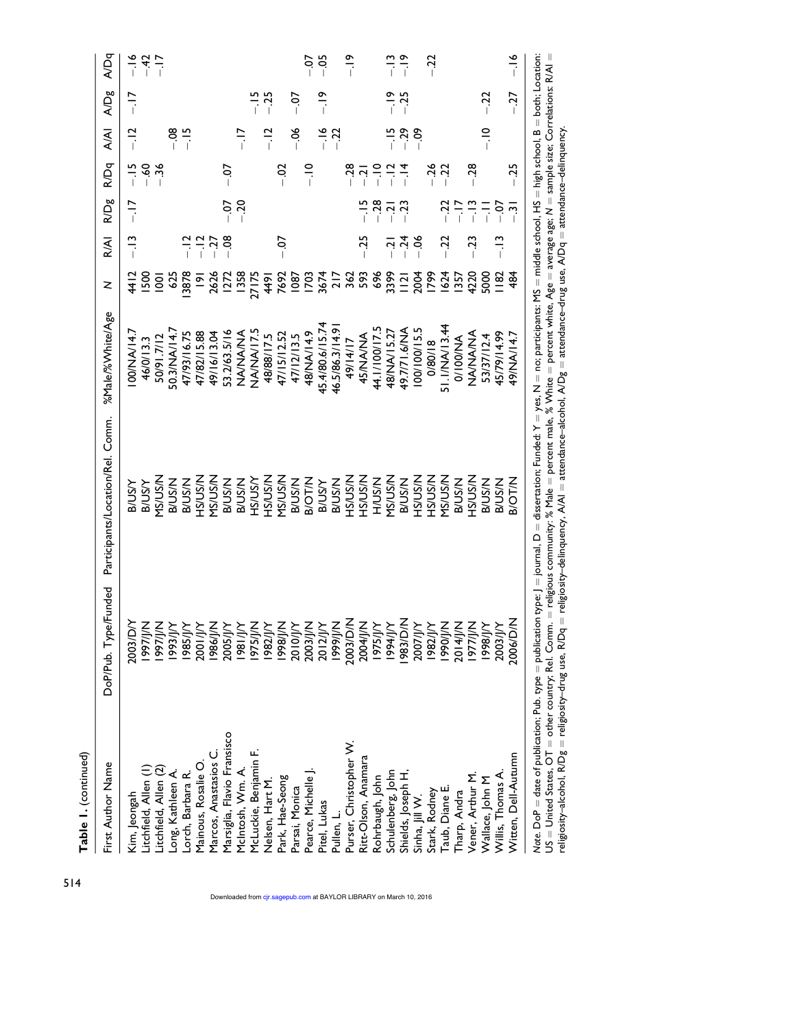**Table 1.** (continued)

| First Author Name | DoP/Pub. Type/Funded | Participants/Location/Rel. Comm. | %Male/%White/Age | N | R/Al | R/Dg | R/Dq | A/Al | A/Dg | A/Dq |
|---|---|---|---|---|---|---|---|---|---|---|
| Kim, Jeongah | 2003/D/Y | B/US/Y | 100/NA/14.7 | 4412 | −.13 | −.17 | −.15 | −.12 | −.17 | −.16 |
| Litchfield, Allen (1) | 1997/J/N | B/US/Y | 46/0/13.3 | 1500 | | | −.60 | | | −.42 |
| Litchfield, Allen (2) | 1997/J/N | MS/US/N | 50/91.7/12 | 1001 | | | −.36 | | | −.17 |
| Long, Kathleen A. | 1993/J/N | B/US/N | 50.3/NA/14.7 | 625 | | | | −.08 | | |
| Lorch, Barbara R. | 1985/J/Y | B/US/N | 47/93/16.75 | 13878 | −.12 | | | −.15 | | |
| Mainous, Rosalie O. | 2001/J/Y | HS/US/N | 47/82/15.88 | 191 | −.12 | | | | | |
| Marcos, Anastasios C. | 1986/J/N | MS/US/N | 49/16/13.04 | 2626 | −.27 | | | | | |
| Marsiglia, Flavio Fransisco | 2005/J/Y | B/US/N | 53.2/63.5/16 | 1272 | −.08 | −.07 | −.07 | | | |
| McIntosh, Wm. A. | 1981/J/Y | B/US/N | NA/NA/NA | 1358 | | −.20 | | −.17 | | |
| McLuckie, Benjamin F. | 1975/J/N | HS/US/Y | NA/NA/17.5 | 27175 | | | | | −.15 | |
| Nelsen, Hart M. | 1982/J/Y | HS/US/N | 48/88/17.5 | 4491 | | | | −.12 | −.25 | |
| Park, Hae-Seong | 1998/J/N | MS/US/N | 47/15/12.52 | 7692 | −.07 | | −.02 | | | |
| Parsai, Monica | 2010/J/Y | B/US/N | 47/12/13.5 | 1087 | | | | −.06 | −.07 | |
| Pearce, Michelle J. | 2003/J/N | B/OT/N | 48/NA/14.9 | 1703 | | | −.10 | | | −.07 |
| Pitel, Lukas | 2012/J/Y | B/US/Y | 45.4/80.6/15.74 | 3674 | | | | −.16 | −.19 | −.05 |
| Pullen, L. | 1999/J/N | B/US/N | 46.5/86.3/14.91 | 217 | | | | −.22 | | |
| Purser, Christopher W. | 2003/D/N | HS/US/N | 49/14/17 | 362 | | | −.28 | | | −.19 |
| Ritt-Olson, Anamara | 2004/J/N | HS/US/N | 45/NA/NA | 593 | −.25 | −.15 | −.21 | | | |
| Rohrbaugh, John | 1975/J/Y | H/US/N | 44.1/100/17.5 | 696 | | −.28 | −.10 | | | |
| Schulenberg, John | 1994/J/Y | MS/US/N | 48/NA/15.27 | 3399 | −.21 | −.21 | −.12 | −.15 | −.19 | −.13 |
| Shields, Joseph H. | 1983/D/N | B/US/N | 49.7/71.6/NA | 1121 | −.24 | −.23 | −.14 | −.29 | −.25 | −.19 |
| Sinha, Jill W. | 2007/J/Y | HS/US/N | 100/100/15.5 | 2004 | −.06 | | | −.09 | | |
| Stark, Rodney | 1982/J/Y | HS/US/N | 0/80/18 | 1799 | | | −.26 | | | −.22 |
| Taub, Diane E. | 1990/J/N | MS/US/N | 51.1/NA/13.44 | 1624 | −.22 | −.22 | −.22 | | | |
| Tharp, Andra | 2014/J/N | B/US/N | 0/100/NA | 1357 | | −.17 | | | | |
| Vener, Arthur M. | 1977/J/N | HS/US/N | NA/NA/NA | 4220 | −.23 | −.13 | −.28 | | | |
| Wallace, John M | 1998/J/Y | B/US/N | 53/37/12.4 | 5000 | | −.11 | | −.10 | −.22 | |
| Willis, Thomas A. | 2003/J/Y | B/US/N | 45/79/14.99 | 1182 | −.13 | −.07 | | | | |
| Witten, Dell-Autumn | 2006/D/N | B/OT/N | 49/NA/14.7 | 484 | | −.31 | −.25 | | −.27 | −.16 |

*Note.* DoP = date of publication; Pub. type = publication type: J = journal, D = dissertation; Funded: Y = yes, N = no; participants: MS = middle school, HS = high school, B = both; Location: US = United States, OT = other country; Rel. Comm. = religious community; % Male = percent male, % White = percent white, Age = average age; N = sample size; Correlations: R/Al = religiosity–alcohol, R/Dg = religiosity–drug use, R/Dq = religiosity–delinquency, A/Al = attendance–alcohol, A/Dg = attendance–drug use, A/Dq = attendance–delinquency.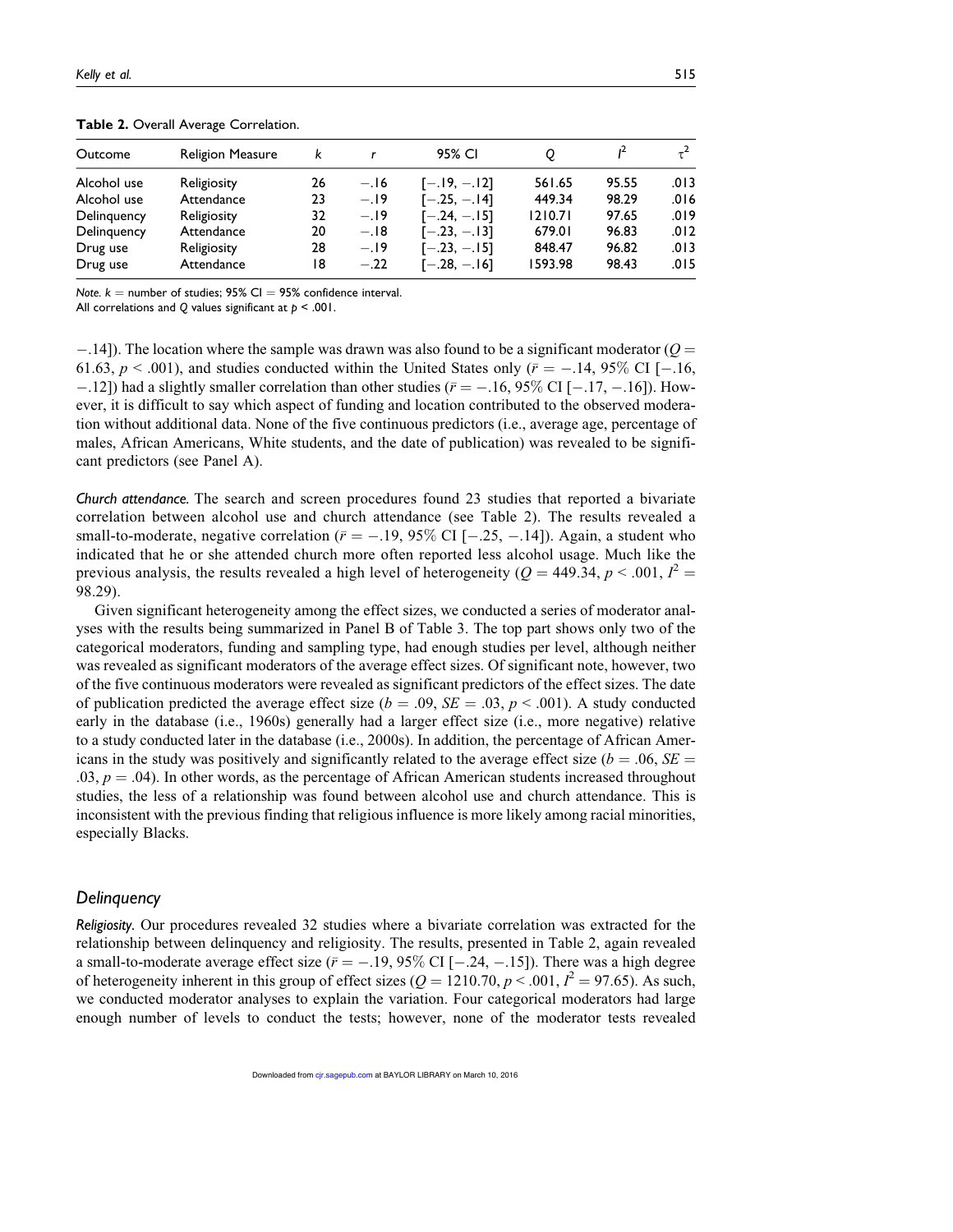**Table 2.** Overall Average Correlation.

| Outcome | Religion Measure | $k$ | $r$ | 95% CI | $Q$ | $I^2$ | $\tau^2$ |
|---|---|---|---|---|---|---|---|
| Alcohol use | Religiosity | 26 | −.16 | [−.19, −.12] | 561.65 | 95.55 | .013 |
| Alcohol use | Attendance | 23 | −.19 | [−.25, −.14] | 449.34 | 98.29 | .016 |
| Delinquency | Religiosity | 32 | −.19 | [−.24, −.15] | 1210.71 | 97.65 | .019 |
| Delinquency | Attendance | 20 | −.18 | [−.23, −.13] | 679.01 | 96.83 | .012 |
| Drug use | Religiosity | 28 | −.19 | [−.23, −.15] | 848.47 | 96.82 | .013 |
| Drug use | Attendance | 18 | −.22 | [−.28, −.16] | 1593.98 | 98.43 | .015 |

*Note.* $k$ = number of studies; 95% CI = 95% confidence interval.
All correlations and $Q$ values significant at $p < .001$.

−.14]). The location where the sample was drawn was also found to be a significant moderator ($Q = 61.63$, $p < .001$), and studies conducted within the United States only ($\bar{r} = -.14$, 95% CI [−.16, −.12]) had a slightly smaller correlation than other studies ($\bar{r} = -.16$, 95% CI [−.17, −.16]). However, it is difficult to say which aspect of funding and location contributed to the observed moderation without additional data. None of the five continuous predictors (i.e., average age, percentage of males, African Americans, White students, and the date of publication) was revealed to be significant predictors (see Panel A).

*Church attendance.* The search and screen procedures found 23 studies that reported a bivariate correlation between alcohol use and church attendance (see Table 2). The results revealed a small-to-moderate, negative correlation ($\bar{r} = -.19$, 95% CI [−.25, −.14]). Again, a student who indicated that he or she attended church more often reported less alcohol usage. Much like the previous analysis, the results revealed a high level of heterogeneity ($Q = 449.34$, $p < .001$, $I^2 = 98.29$).

Given significant heterogeneity among the effect sizes, we conducted a series of moderator analyses with the results being summarized in Panel B of Table 3. The top part shows only two of the categorical moderators, funding and sampling type, had enough studies per level, although neither was revealed as significant moderators of the average effect sizes. Of significant note, however, two of the five continuous moderators were revealed as significant predictors of the effect sizes. The date of publication predicted the average effect size ($b = .09$, $SE = .03$, $p < .001$). A study conducted early in the database (i.e., 1960s) generally had a larger effect size (i.e., more negative) relative to a study conducted later in the database (i.e., 2000s). In addition, the percentage of African Americans in the study was positively and significantly related to the average effect size ($b = .06$, $SE = .03$, $p = .04$). In other words, as the percentage of African American students increased throughout studies, the less of a relationship was found between alcohol use and church attendance. This is inconsistent with the previous finding that religious influence is more likely among racial minorities, especially Blacks.

### Delinquency

*Religiosity.* Our procedures revealed 32 studies where a bivariate correlation was extracted for the relationship between delinquency and religiosity. The results, presented in Table 2, again revealed a small-to-moderate average effect size ($\bar{r} = -.19$, 95% CI [−.24, −.15]). There was a high degree of heterogeneity inherent in this group of effect sizes ($Q = 1210.70$, $p < .001$, $I^2 = 97.65$). As such, we conducted moderator analyses to explain the variation. Four categorical moderators had large enough number of levels to conduct the tests; however, none of the moderator tests revealed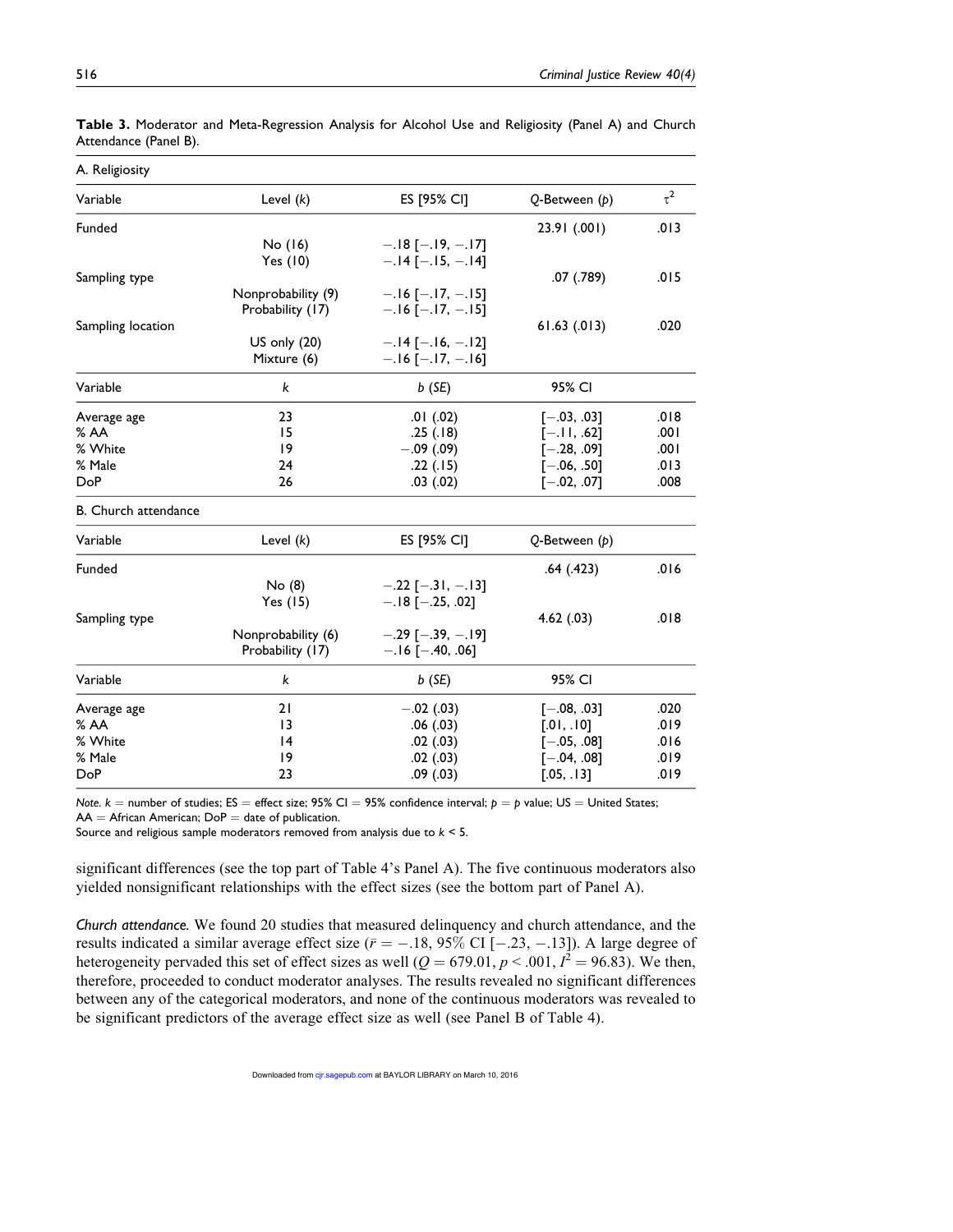**Table 3.** Moderator and Meta-Regression Analysis for Alcohol Use and Religiosity (Panel A) and Church Attendance (Panel B).

| A. Religiosity | | | | |
|---|---|---|---|---|
| Variable | Level ($k$) | ES [95% CI] | $Q$-Between ($p$) | $\tau^2$ |
| Funded | | | 23.91 (.001) | .013 |
| | No (16) | −.18 [−.19, −.17] | | |
| | Yes (10) | −.14 [−.15, −.14] | | |
| Sampling type | | | .07 (.789) | .015 |
| | Nonprobability (9) | −.16 [−.17, −.15] | | |
| | Probability (17) | −.16 [−.17, −.15] | | |
| Sampling location | | | 61.63 (.013) | .020 |
| | US only (20) | −.14 [−.16, −.12] | | |
| | Mixture (6) | −.16 [−.17, −.16] | | |
| Variable | $k$ | $b$ ($SE$) | 95% CI | |
| Average age | 23 | .01 (.02) | [−.03, .03] | .018 |
| % AA | 15 | .25 (.18) | [−.11, .62] | .001 |
| % White | 19 | −.09 (.09) | [−.28, .09] | .001 |
| % Male | 24 | .22 (.15) | [−.06, .50] | .013 |
| DoP | 26 | .03 (.02) | [−.02, .07] | .008 |
| **B. Church attendance** | | | | |
| Variable | Level ($k$) | ES [95% CI] | $Q$-Between ($p$) | |
| Funded | | | .64 (.423) | .016 |
| | No (8) | −.22 [−.31, −.13] | | |
| | Yes (15) | −.18 [−.25, .02] | | |
| Sampling type | | | 4.62 (.03) | .018 |
| | Nonprobability (6) | −.29 [−.39, −.19] | | |
| | Probability (17) | −.16 [−.40, .06] | | |
| Variable | $k$ | $b$ ($SE$) | 95% CI | |
| Average age | 21 | −.02 (.03) | [−.08, .03] | .020 |
| % AA | 13 | .06 (.03) | [.01, .10] | .019 |
| % White | 14 | .02 (.03) | [−.05, .08] | .016 |
| % Male | 19 | .02 (.03) | [−.04, .08] | .019 |
| DoP | 23 | .09 (.03) | [.05, .13] | .019 |

*Note.* $k$ = number of studies; ES = effect size; 95% CI = 95% confidence interval; $p$ = $p$ value; US = United States; AA = African American; DoP = date of publication.
Source and religious sample moderators removed from analysis due to $k < 5$.

significant differences (see the top part of Table 4's Panel A). The five continuous moderators also yielded nonsignificant relationships with the effect sizes (see the bottom part of Panel A).

*Church attendance.* We found 20 studies that measured delinquency and church attendance, and the results indicated a similar average effect size ($\bar{r} = -.18$, 95% CI [−.23, −.13]). A large degree of heterogeneity pervaded this set of effect sizes as well ($Q = 679.01$, $p < .001$, $I^2 = 96.83$). We then, therefore, proceeded to conduct moderator analyses. The results revealed no significant differences between any of the categorical moderators, and none of the continuous moderators was revealed to be significant predictors of the average effect size as well (see Panel B of Table 4).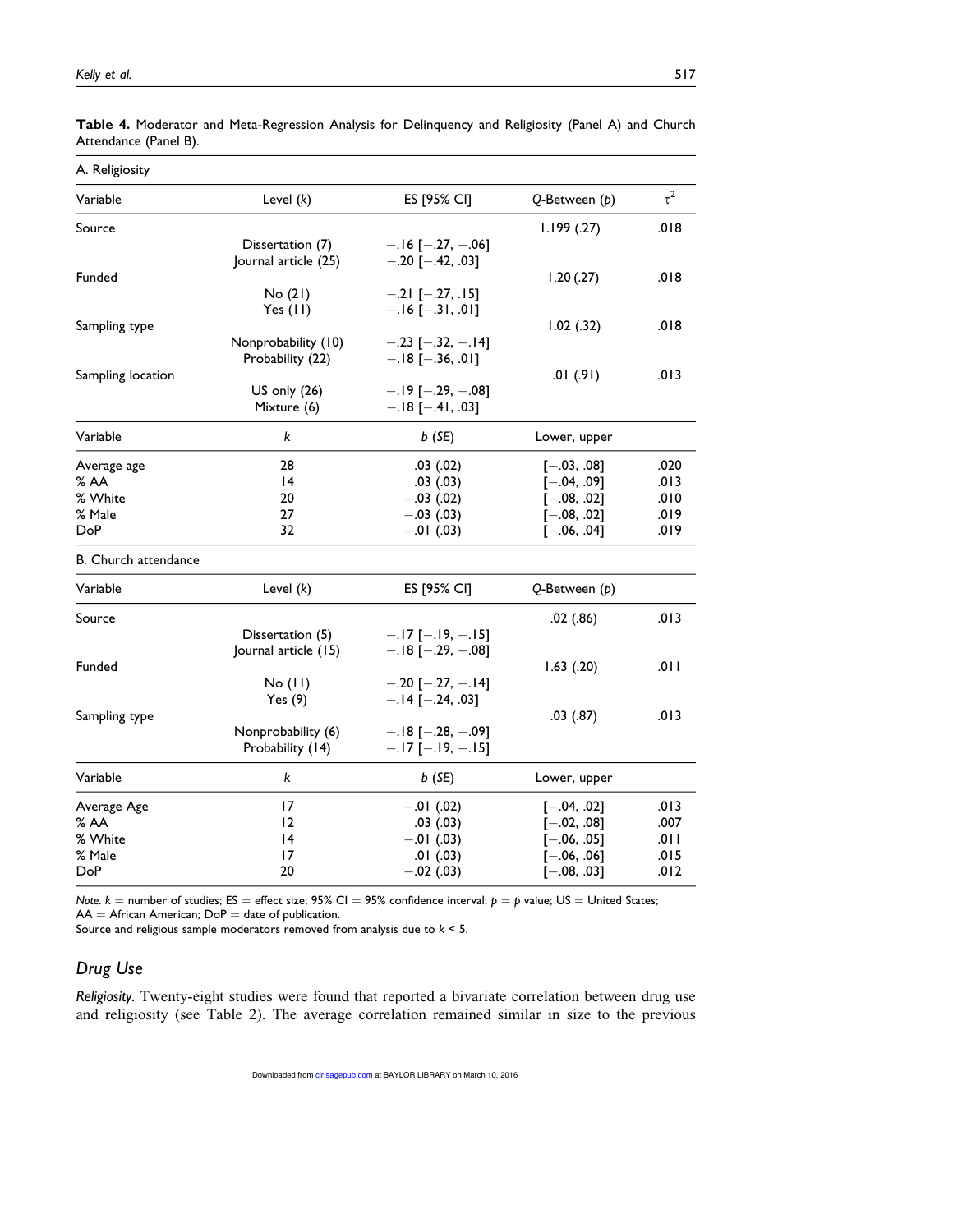**Table 4.** Moderator and Meta-Regression Analysis for Delinquency and Religiosity (Panel A) and Church Attendance (Panel B).

**A. Religiosity**

| Variable | Level (*k*) | ES [95% CI] | *Q*-Between (*p*) | $\tau^2$ |
|---|---|---|---|---|
| Source | | | 1.199 (.27) | .018 |
| | Dissertation (7) | −.16 [−.27, −.06] | | |
| | Journal article (25) | −.20 [−.42, .03] | | |
| Funded | | | 1.20 (.27) | .018 |
| | No (21) | −.21 [−.27, .15] | | |
| | Yes (11) | −.16 [−.31, .01] | | |
| Sampling type | | | 1.02 (.32) | .018 |
| | Nonprobability (10) | −.23 [−.32, −.14] | | |
| | Probability (22) | −.18 [−.36, .01] | | |
| Sampling location | | | .01 (.91) | .013 |
| | US only (26) | −.19 [−.29, −.08] | | |
| | Mixture (6) | −.18 [−.41, .03] | | |
| **Variable** | ***k*** | ***b* (*SE*)** | **Lower, upper** | |
| Average age | 28 | .03 (.02) | [−.03, .08] | .020 |
| % AA | 14 | .03 (.03) | [−.04, .09] | .013 |
| % White | 20 | −.03 (.02) | [−.08, .02] | .010 |
| % Male | 27 | −.03 (.03) | [−.08, .02] | .019 |
| DoP | 32 | −.01 (.03) | [−.06, .04] | .019 |

**B. Church attendance**

| Variable | Level (*k*) | ES [95% CI] | *Q*-Between (*p*) | |
|---|---|---|---|---|
| Source | | | .02 (.86) | .013 |
| | Dissertation (5) | −.17 [−.19, −.15] | | |
| | Journal article (15) | −.18 [−.29, −.08] | | |
| Funded | | | 1.63 (.20) | .011 |
| | No (11) | −.20 [−.27, −.14] | | |
| | Yes (9) | −.14 [−.24, .03] | | |
| Sampling type | | | .03 (.87) | .013 |
| | Nonprobability (6) | −.18 [−.28, −.09] | | |
| | Probability (14) | −.17 [−.19, −.15] | | |
| **Variable** | ***k*** | ***b* (*SE*)** | **Lower, upper** | |
| Average Age | 17 | −.01 (.02) | [−.04, .02] | .013 |
| % AA | 12 | .03 (.03) | [−.02, .08] | .007 |
| % White | 14 | −.01 (.03) | [−.06, .05] | .011 |
| % Male | 17 | .01 (.03) | [−.06, .06] | .015 |
| DoP | 20 | −.02 (.03) | [−.08, .03] | .012 |

*Note.* *k* = number of studies; ES = effect size; 95% CI = 95% confidence interval; *p* = *p* value; US = United States; AA = African American; DoP = date of publication.
Source and religious sample moderators removed from analysis due to *k* < 5.

## Drug Use

*Religiosity.* Twenty-eight studies were found that reported a bivariate correlation between drug use and religiosity (see Table 2). The average correlation remained similar in size to the previous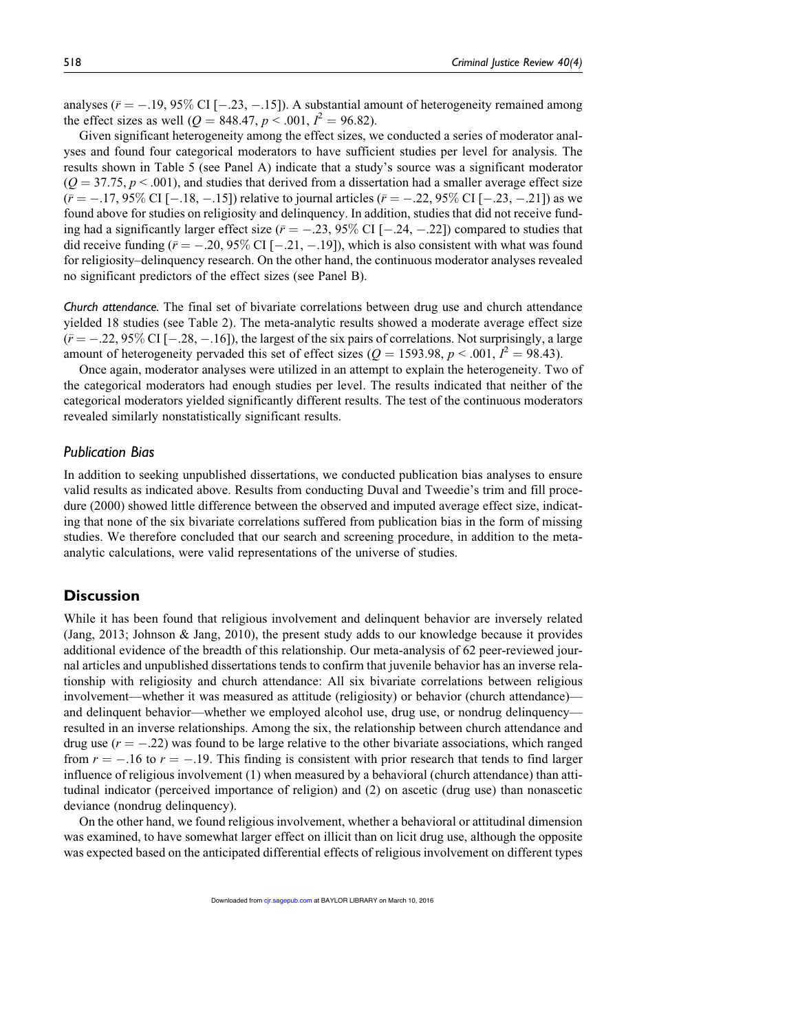analyses ($\bar{r} = -.19$, 95% CI [−.23, −.15]). A substantial amount of heterogeneity remained among the effect sizes as well ($Q = 848.47$, $p < .001$, $I^2 = 96.82$).

Given significant heterogeneity among the effect sizes, we conducted a series of moderator analyses and found four categorical moderators to have sufficient studies per level for analysis. The results shown in Table 5 (see Panel A) indicate that a study's source was a significant moderator ($Q = 37.75$, $p < .001$), and studies that derived from a dissertation had a smaller average effect size ($\bar{r} = -.17$, 95% CI [−.18, −.15]) relative to journal articles ($\bar{r} = -.22$, 95% CI [−.23, −.21]) as we found above for studies on religiosity and delinquency. In addition, studies that did not receive funding had a significantly larger effect size ($\bar{r} = -.23$, 95% CI [−.24, −.22]) compared to studies that did receive funding ($\bar{r} = -.20$, 95% CI [−.21, −.19]), which is also consistent with what was found for religiosity–delinquency research. On the other hand, the continuous moderator analyses revealed no significant predictors of the effect sizes (see Panel B).

*Church attendance.* The final set of bivariate correlations between drug use and church attendance yielded 18 studies (see Table 2). The meta-analytic results showed a moderate average effect size ($\bar{r} = -.22$, 95% CI [−.28, −.16]), the largest of the six pairs of correlations. Not surprisingly, a large amount of heterogeneity pervaded this set of effect sizes ($Q = 1593.98$, $p < .001$, $I^2 = 98.43$).

Once again, moderator analyses were utilized in an attempt to explain the heterogeneity. Two of the categorical moderators had enough studies per level. The results indicated that neither of the categorical moderators yielded significantly different results. The test of the continuous moderators revealed similarly nonstatistically significant results.

### Publication Bias

In addition to seeking unpublished dissertations, we conducted publication bias analyses to ensure valid results as indicated above. Results from conducting Duval and Tweedie's trim and fill procedure (2000) showed little difference between the observed and imputed average effect size, indicating that none of the six bivariate correlations suffered from publication bias in the form of missing studies. We therefore concluded that our search and screening procedure, in addition to the meta-analytic calculations, were valid representations of the universe of studies.

## Discussion

While it has been found that religious involvement and delinquent behavior are inversely related (Jang, 2013; Johnson & Jang, 2010), the present study adds to our knowledge because it provides additional evidence of the breadth of this relationship. Our meta-analysis of 62 peer-reviewed journal articles and unpublished dissertations tends to confirm that juvenile behavior has an inverse relationship with religiosity and church attendance: All six bivariate correlations between religious involvement—whether it was measured as attitude (religiosity) or behavior (church attendance)—and delinquent behavior—whether we employed alcohol use, drug use, or nondrug delinquency—resulted in an inverse relationships. Among the six, the relationship between church attendance and drug use ($r = -.22$) was found to be large relative to the other bivariate associations, which ranged from $r = -.16$ to $r = -.19$. This finding is consistent with prior research that tends to find larger influence of religious involvement (1) when measured by a behavioral (church attendance) than attitudinal indicator (perceived importance of religion) and (2) on ascetic (drug use) than nonascetic deviance (nondrug delinquency).

On the other hand, we found religious involvement, whether a behavioral or attitudinal dimension was examined, to have somewhat larger effect on illicit than on licit drug use, although the opposite was expected based on the anticipated differential effects of religious involvement on different types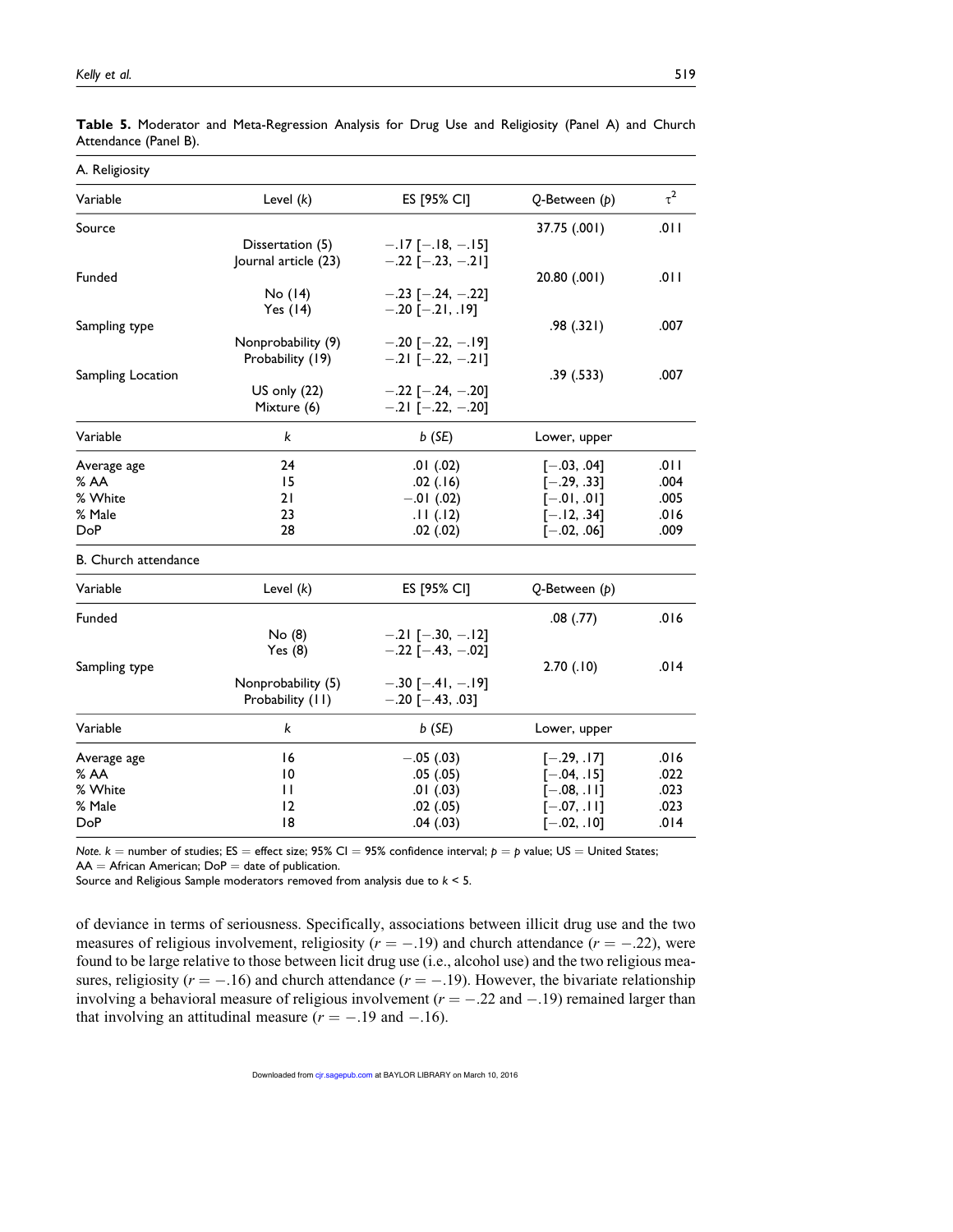**Table 5.** Moderator and Meta-Regression Analysis for Drug Use and Religiosity (Panel A) and Church Attendance (Panel B).

| A. Religiosity | | | | |
|---|---|---|---|---|
| Variable | Level (*k*) | ES [95% CI] | *Q*-Between (*p*) | $\tau^2$ |
| Source | | | 37.75 (.001) | .011 |
| | Dissertation (5) | −.17 [−.18, −.15] | | |
| | Journal article (23) | −.22 [−.23, −.21] | | |
| Funded | | | 20.80 (.001) | .011 |
| | No (14) | −.23 [−.24, −.22] | | |
| | Yes (14) | −.20 [−.21, .19] | | |
| Sampling type | | | .98 (.321) | .007 |
| | Nonprobability (9) | −.20 [−.22, −.19] | | |
| | Probability (19) | −.21 [−.22, −.21] | | |
| Sampling Location | | | .39 (.533) | .007 |
| | US only (22) | −.22 [−.24, −.20] | | |
| | Mixture (6) | −.21 [−.22, −.20] | | |
| Variable | *k* | *b* (*SE*) | Lower, upper | |
| Average age | 24 | .01 (.02) | [−.03, .04] | .011 |
| % AA | 15 | .02 (.16) | [−.29, .33] | .004 |
| % White | 21 | −.01 (.02) | [−.01, .01] | .005 |
| % Male | 23 | .11 (.12) | [−.12, .34] | .016 |
| DoP | 28 | .02 (.02) | [−.02, .06] | .009 |
| **B. Church attendance** | | | | |
| Variable | Level (*k*) | ES [95% CI] | *Q*-Between (*p*) | |
| Funded | | | .08 (.77) | .016 |
| | No (8) | −.21 [−.30, −.12] | | |
| | Yes (8) | −.22 [−.43, −.02] | | |
| Sampling type | | | 2.70 (.10) | .014 |
| | Nonprobability (5) | −.30 [−.41, −.19] | | |
| | Probability (11) | −.20 [−.43, .03] | | |
| Variable | *k* | *b* (*SE*) | Lower, upper | |
| Average age | 16 | −.05 (.03) | [−.29, .17] | .016 |
| % AA | 10 | .05 (.05) | [−.04, .15] | .022 |
| % White | 11 | .01 (.03) | [−.08, .11] | .023 |
| % Male | 12 | .02 (.05) | [−.07, .11] | .023 |
| DoP | 18 | .04 (.03) | [−.02, .10] | .014 |

*Note.* $k$ = number of studies; ES = effect size; 95% CI = 95% confidence interval; $p$ = $p$ value; US = United States; AA = African American; DoP = date of publication.
Source and Religious Sample moderators removed from analysis due to $k < 5$.

of deviance in terms of seriousness. Specifically, associations between illicit drug use and the two measures of religious involvement, religiosity ($r = -.19$) and church attendance ($r = -.22$), were found to be large relative to those between licit drug use (i.e., alcohol use) and the two religious measures, religiosity ($r = -.16$) and church attendance ($r = -.19$). However, the bivariate relationship involving a behavioral measure of religious involvement ($r = -.22$ and $-.19$) remained larger than that involving an attitudinal measure ($r = -.19$ and $-.16$).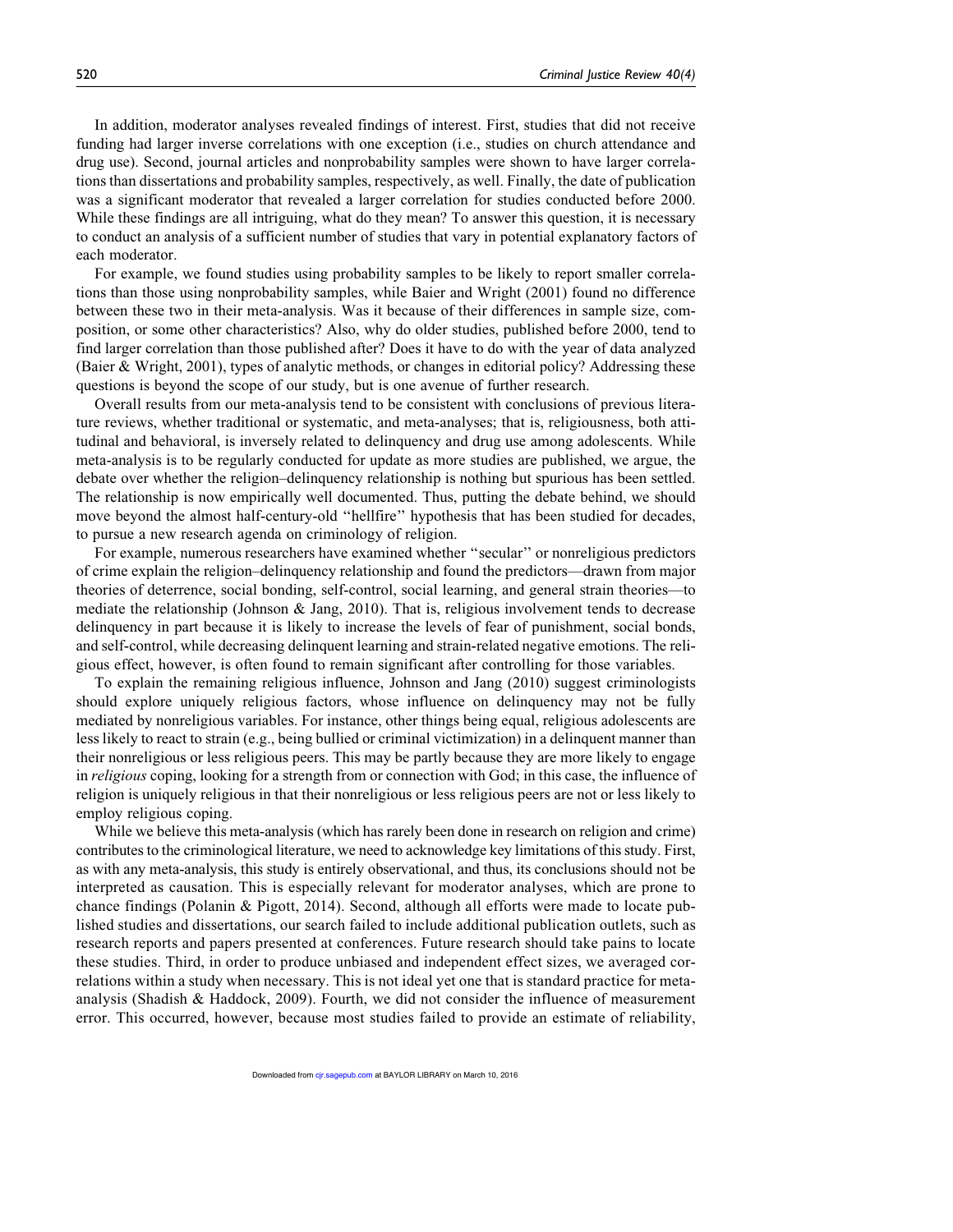In addition, moderator analyses revealed findings of interest. First, studies that did not receive funding had larger inverse correlations with one exception (i.e., studies on church attendance and drug use). Second, journal articles and nonprobability samples were shown to have larger correlations than dissertations and probability samples, respectively, as well. Finally, the date of publication was a significant moderator that revealed a larger correlation for studies conducted before 2000. While these findings are all intriguing, what do they mean? To answer this question, it is necessary to conduct an analysis of a sufficient number of studies that vary in potential explanatory factors of each moderator.

For example, we found studies using probability samples to be likely to report smaller correlations than those using nonprobability samples, while Baier and Wright (2001) found no difference between these two in their meta-analysis. Was it because of their differences in sample size, composition, or some other characteristics? Also, why do older studies, published before 2000, tend to find larger correlation than those published after? Does it have to do with the year of data analyzed (Baier & Wright, 2001), types of analytic methods, or changes in editorial policy? Addressing these questions is beyond the scope of our study, but is one avenue of further research.

Overall results from our meta-analysis tend to be consistent with conclusions of previous literature reviews, whether traditional or systematic, and meta-analyses; that is, religiousness, both attitudinal and behavioral, is inversely related to delinquency and drug use among adolescents. While meta-analysis is to be regularly conducted for update as more studies are published, we argue, the debate over whether the religion–delinquency relationship is nothing but spurious has been settled. The relationship is now empirically well documented. Thus, putting the debate behind, we should move beyond the almost half-century-old "hellfire" hypothesis that has been studied for decades, to pursue a new research agenda on criminology of religion.

For example, numerous researchers have examined whether "secular" or nonreligious predictors of crime explain the religion–delinquency relationship and found the predictors—drawn from major theories of deterrence, social bonding, self-control, social learning, and general strain theories—to mediate the relationship (Johnson & Jang, 2010). That is, religious involvement tends to decrease delinquency in part because it is likely to increase the levels of fear of punishment, social bonds, and self-control, while decreasing delinquent learning and strain-related negative emotions. The religious effect, however, is often found to remain significant after controlling for those variables.

To explain the remaining religious influence, Johnson and Jang (2010) suggest criminologists should explore uniquely religious factors, whose influence on delinquency may not be fully mediated by nonreligious variables. For instance, other things being equal, religious adolescents are less likely to react to strain (e.g., being bullied or criminal victimization) in a delinquent manner than their nonreligious or less religious peers. This may be partly because they are more likely to engage in *religious* coping, looking for a strength from or connection with God; in this case, the influence of religion is uniquely religious in that their nonreligious or less religious peers are not or less likely to employ religious coping.

While we believe this meta-analysis (which has rarely been done in research on religion and crime) contributes to the criminological literature, we need to acknowledge key limitations of this study. First, as with any meta-analysis, this study is entirely observational, and thus, its conclusions should not be interpreted as causation. This is especially relevant for moderator analyses, which are prone to chance findings (Polanin & Pigott, 2014). Second, although all efforts were made to locate published studies and dissertations, our search failed to include additional publication outlets, such as research reports and papers presented at conferences. Future research should take pains to locate these studies. Third, in order to produce unbiased and independent effect sizes, we averaged correlations within a study when necessary. This is not ideal yet one that is standard practice for meta-analysis (Shadish & Haddock, 2009). Fourth, we did not consider the influence of measurement error. This occurred, however, because most studies failed to provide an estimate of reliability,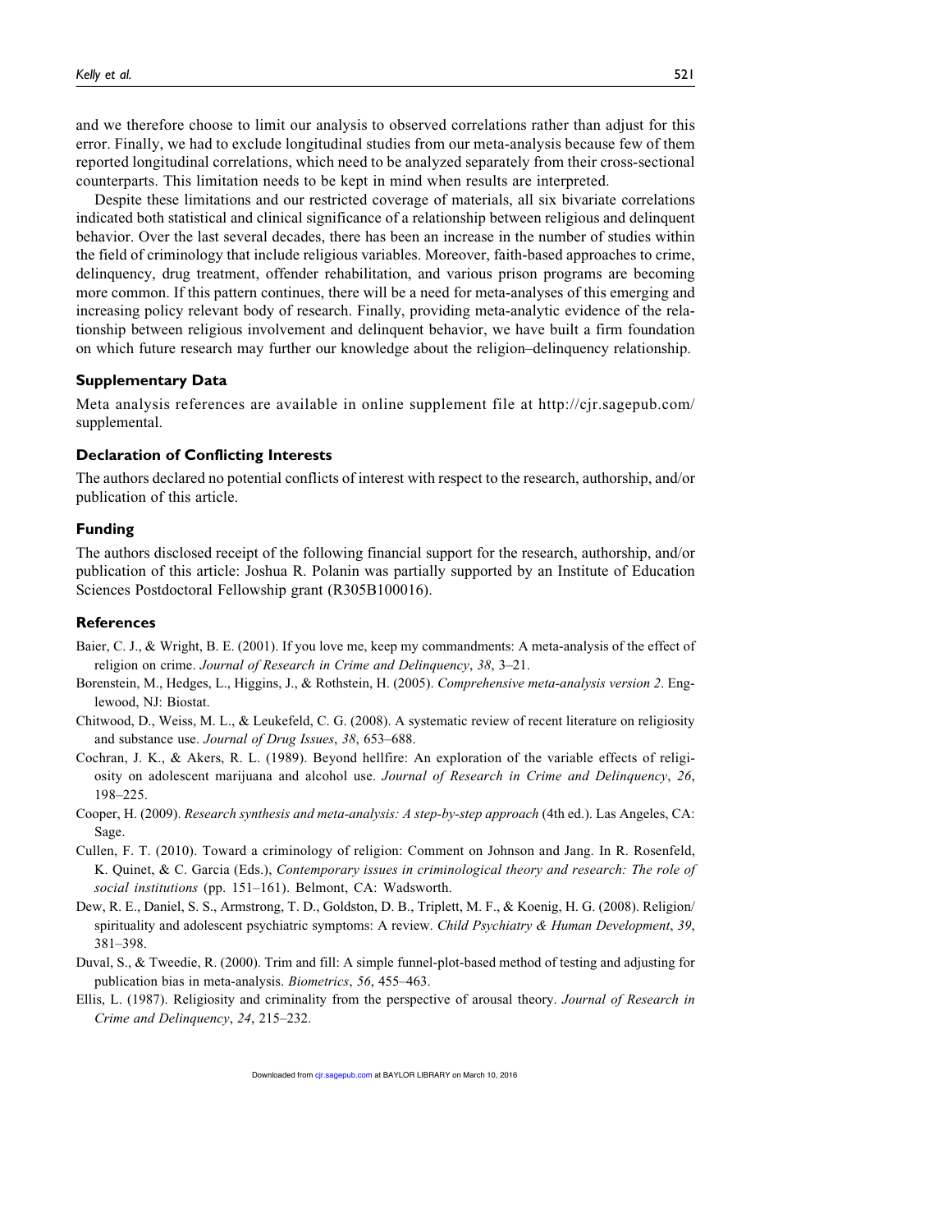and we therefore choose to limit our analysis to observed correlations rather than adjust for this error. Finally, we had to exclude longitudinal studies from our meta-analysis because few of them reported longitudinal correlations, which need to be analyzed separately from their cross-sectional counterparts. This limitation needs to be kept in mind when results are interpreted.

Despite these limitations and our restricted coverage of materials, all six bivariate correlations indicated both statistical and clinical significance of a relationship between religious and delinquent behavior. Over the last several decades, there has been an increase in the number of studies within the field of criminology that include religious variables. Moreover, faith-based approaches to crime, delinquency, drug treatment, offender rehabilitation, and various prison programs are becoming more common. If this pattern continues, there will be a need for meta-analyses of this emerging and increasing policy relevant body of research. Finally, providing meta-analytic evidence of the relationship between religious involvement and delinquent behavior, we have built a firm foundation on which future research may further our knowledge about the religion–delinquency relationship.

### Supplementary Data

Meta analysis references are available in online supplement file at http://cjr.sagepub.com/supplemental.

### Declaration of Conflicting Interests

The authors declared no potential conflicts of interest with respect to the research, authorship, and/or publication of this article.

### Funding

The authors disclosed receipt of the following financial support for the research, authorship, and/or publication of this article: Joshua R. Polanin was partially supported by an Institute of Education Sciences Postdoctoral Fellowship grant (R305B100016).

### References

Baier, C. J., & Wright, B. E. (2001). If you love me, keep my commandments: A meta-analysis of the effect of religion on crime. *Journal of Research in Crime and Delinquency*, *38*, 3–21.

Borenstein, M., Hedges, L., Higgins, J., & Rothstein, H. (2005). *Comprehensive meta-analysis version 2*. Englewood, NJ: Biostat.

Chitwood, D., Weiss, M. L., & Leukefeld, C. G. (2008). A systematic review of recent literature on religiosity and substance use. *Journal of Drug Issues*, *38*, 653–688.

Cochran, J. K., & Akers, R. L. (1989). Beyond hellfire: An exploration of the variable effects of religiosity on adolescent marijuana and alcohol use. *Journal of Research in Crime and Delinquency*, *26*, 198–225.

Cooper, H. (2009). *Research synthesis and meta-analysis: A step-by-step approach* (4th ed.). Los Angeles, CA: Sage.

Cullen, F. T. (2010). Toward a criminology of religion: Comment on Johnson and Jang. In R. Rosenfeld, K. Quinet, & C. Garcia (Eds.), *Contemporary issues in criminological theory and research: The role of social institutions* (pp. 151–161). Belmont, CA: Wadsworth.

Dew, R. E., Daniel, S. S., Armstrong, T. D., Goldston, D. B., Triplett, M. F., & Koenig, H. G. (2008). Religion/spirituality and adolescent psychiatric symptoms: A review. *Child Psychiatry & Human Development*, *39*, 381–398.

Duval, S., & Tweedie, R. (2000). Trim and fill: A simple funnel-plot-based method of testing and adjusting for publication bias in meta-analysis. *Biometrics*, *56*, 455–463.

Ellis, L. (1987). Religiosity and criminality from the perspective of arousal theory. *Journal of Research in Crime and Delinquency*, *24*, 215–232.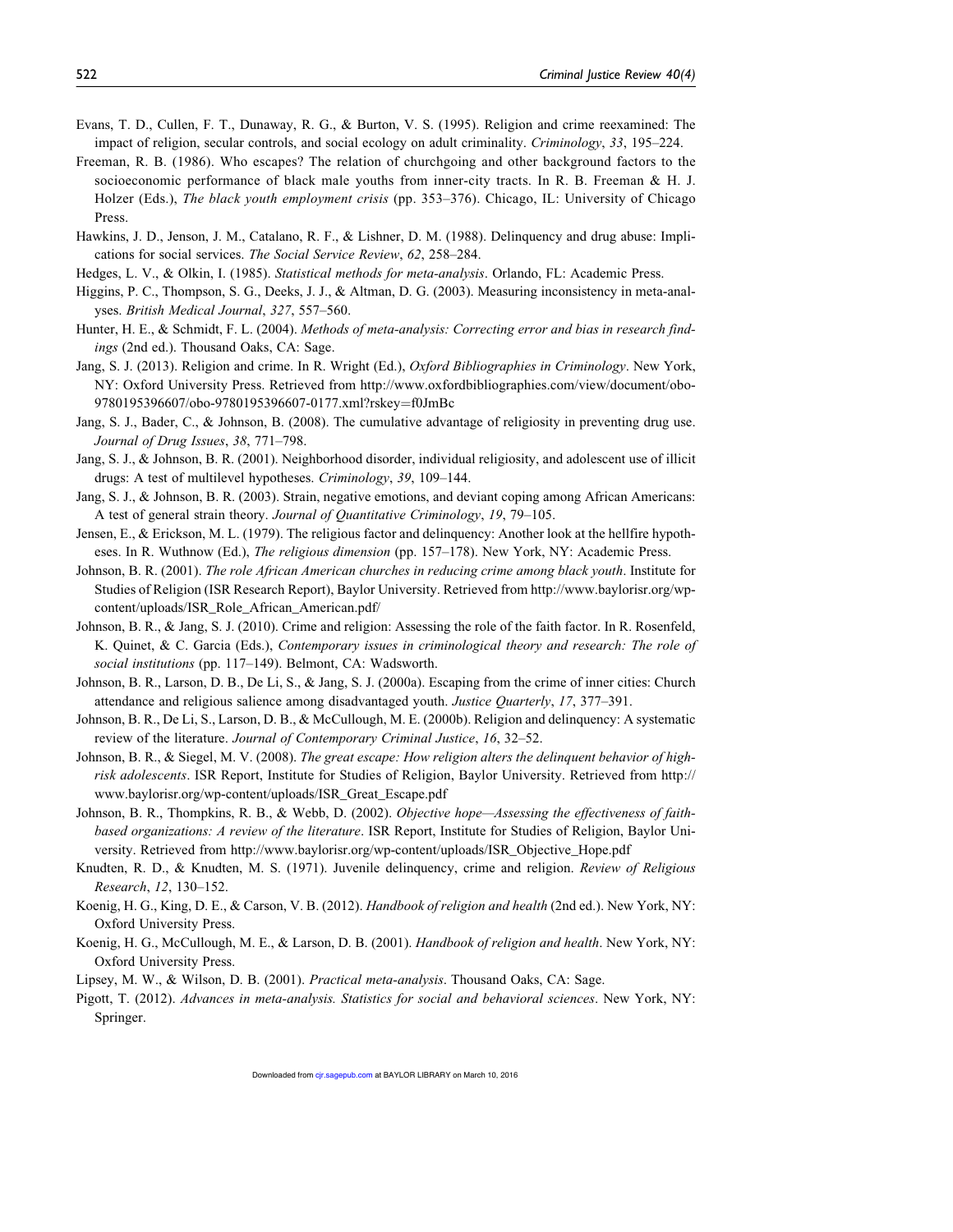Evans, T. D., Cullen, F. T., Dunaway, R. G., & Burton, V. S. (1995). Religion and crime reexamined: The impact of religion, secular controls, and social ecology on adult criminality. *Criminology*, *33*, 195–224.

Freeman, R. B. (1986). Who escapes? The relation of churchgoing and other background factors to the socioeconomic performance of black male youths from inner-city tracts. In R. B. Freeman & H. J. Holzer (Eds.), *The black youth employment crisis* (pp. 353–376). Chicago, IL: University of Chicago Press.

Hawkins, J. D., Jenson, J. M., Catalano, R. F., & Lishner, D. M. (1988). Delinquency and drug abuse: Implications for social services. *The Social Service Review*, *62*, 258–284.

Hedges, L. V., & Olkin, I. (1985). *Statistical methods for meta-analysis*. Orlando, FL: Academic Press.

Higgins, P. C., Thompson, S. G., Deeks, J. J., & Altman, D. G. (2003). Measuring inconsistency in meta-analyses. *British Medical Journal*, *327*, 557–560.

Hunter, H. E., & Schmidt, F. L. (2004). *Methods of meta-analysis: Correcting error and bias in research findings* (2nd ed.). Thousand Oaks, CA: Sage.

Jang, S. J. (2013). Religion and crime. In R. Wright (Ed.), *Oxford Bibliographies in Criminology*. New York, NY: Oxford University Press. Retrieved from http://www.oxfordbibliographies.com/view/document/obo-9780195396607/obo-9780195396607-0177.xml?rskey=f0JmBc

Jang, S. J., Bader, C., & Johnson, B. (2008). The cumulative advantage of religiosity in preventing drug use. *Journal of Drug Issues*, *38*, 771–798.

Jang, S. J., & Johnson, B. R. (2001). Neighborhood disorder, individual religiosity, and adolescent use of illicit drugs: A test of multilevel hypotheses. *Criminology*, *39*, 109–144.

Jang, S. J., & Johnson, B. R. (2003). Strain, negative emotions, and deviant coping among African Americans: A test of general strain theory. *Journal of Quantitative Criminology*, *19*, 79–105.

Jensen, E., & Erickson, M. L. (1979). The religious factor and delinquency: Another look at the hellfire hypotheses. In R. Wuthnow (Ed.), *The religious dimension* (pp. 157–178). New York, NY: Academic Press.

Johnson, B. R. (2001). *The role African American churches in reducing crime among black youth*. Institute for Studies of Religion (ISR Research Report), Baylor University. Retrieved from http://www.baylorisr.org/wp-content/uploads/ISR_Role_African_American.pdf/

Johnson, B. R., & Jang, S. J. (2010). Crime and religion: Assessing the role of the faith factor. In R. Rosenfeld, K. Quinet, & C. Garcia (Eds.), *Contemporary issues in criminological theory and research: The role of social institutions* (pp. 117–149). Belmont, CA: Wadsworth.

Johnson, B. R., Larson, D. B., De Li, S., & Jang, S. J. (2000a). Escaping from the crime of inner cities: Church attendance and religious salience among disadvantaged youth. *Justice Quarterly*, *17*, 377–391.

Johnson, B. R., De Li, S., Larson, D. B., & McCullough, M. E. (2000b). Religion and delinquency: A systematic review of the literature. *Journal of Contemporary Criminal Justice*, *16*, 32–52.

Johnson, B. R., & Siegel, M. V. (2008). *The great escape: How religion alters the delinquent behavior of high-risk adolescents*. ISR Report, Institute for Studies of Religion, Baylor University. Retrieved from http://www.baylorisr.org/wp-content/uploads/ISR_Great_Escape.pdf

Johnson, B. R., Thompkins, R. B., & Webb, D. (2002). *Objective hope—Assessing the effectiveness of faith-based organizations: A review of the literature*. ISR Report, Institute for Studies of Religion, Baylor University. Retrieved from http://www.baylorisr.org/wp-content/uploads/ISR_Objective_Hope.pdf

Knudten, R. D., & Knudten, M. S. (1971). Juvenile delinquency, crime and religion. *Review of Religious Research*, *12*, 130–152.

Koenig, H. G., King, D. E., & Carson, V. B. (2012). *Handbook of religion and health* (2nd ed.). New York, NY: Oxford University Press.

Koenig, H. G., McCullough, M. E., & Larson, D. B. (2001). *Handbook of religion and health*. New York, NY: Oxford University Press.

Lipsey, M. W., & Wilson, D. B. (2001). *Practical meta-analysis*. Thousand Oaks, CA: Sage.

Pigott, T. (2012). *Advances in meta-analysis. Statistics for social and behavioral sciences*. New York, NY: Springer.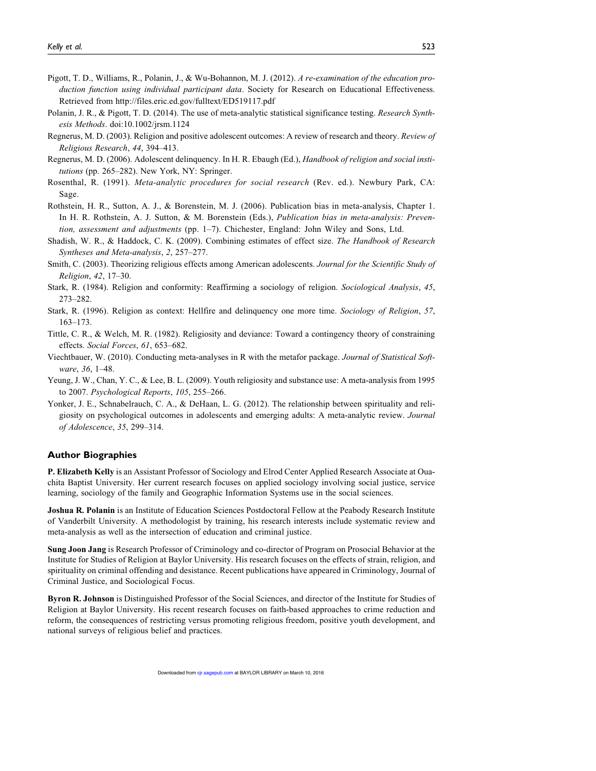Pigott, T. D., Williams, R., Polanin, J., & Wu-Bohannon, M. J. (2012). *A re-examination of the education production function using individual participant data*. Society for Research on Educational Effectiveness. Retrieved from http://files.eric.ed.gov/fulltext/ED519117.pdf

Polanin, J. R., & Pigott, T. D. (2014). The use of meta-analytic statistical significance testing. *Research Synthesis Methods*. doi:10.1002/jrsm.1124

Regnerus, M. D. (2003). Religion and positive adolescent outcomes: A review of research and theory. *Review of Religious Research*, *44*, 394–413.

Regnerus, M. D. (2006). Adolescent delinquency. In H. R. Ebaugh (Ed.), *Handbook of religion and social institutions* (pp. 265–282). New York, NY: Springer.

Rosenthal, R. (1991). *Meta-analytic procedures for social research* (Rev. ed.). Newbury Park, CA: Sage.

Rothstein, H. R., Sutton, A. J., & Borenstein, M. J. (2006). Publication bias in meta-analysis, Chapter 1. In H. R. Rothstein, A. J. Sutton, & M. Borenstein (Eds.), *Publication bias in meta-analysis: Prevention, assessment and adjustments* (pp. 1–7). Chichester, England: John Wiley and Sons, Ltd.

Shadish, W. R., & Haddock, C. K. (2009). Combining estimates of effect size. *The Handbook of Research Syntheses and Meta-analysis*, *2*, 257–277.

Smith, C. (2003). Theorizing religious effects among American adolescents. *Journal for the Scientific Study of Religion*, *42*, 17–30.

Stark, R. (1984). Religion and conformity: Reaffirming a sociology of religion. *Sociological Analysis*, *45*, 273–282.

Stark, R. (1996). Religion as context: Hellfire and delinquency one more time. *Sociology of Religion*, *57*, 163–173.

Tittle, C. R., & Welch, M. R. (1982). Religiosity and deviance: Toward a contingency theory of constraining effects. *Social Forces*, *61*, 653–682.

Viechtbauer, W. (2010). Conducting meta-analyses in R with the metafor package. *Journal of Statistical Software*, *36*, 1–48.

Yeung, J. W., Chan, Y. C., & Lee, B. L. (2009). Youth religiosity and substance use: A meta-analysis from 1995 to 2007. *Psychological Reports*, *105*, 255–266.

Yonker, J. E., Schnabelrauch, C. A., & DeHaan, L. G. (2012). The relationship between spirituality and religiosity on psychological outcomes in adolescents and emerging adults: A meta-analytic review. *Journal of Adolescence*, *35*, 299–314.

## Author Biographies

**P. Elizabeth Kelly** is an Assistant Professor of Sociology and Elrod Center Applied Research Associate at Ouachita Baptist University. Her current research focuses on applied sociology involving social justice, service learning, sociology of the family and Geographic Information Systems use in the social sciences.

**Joshua R. Polanin** is an Institute of Education Sciences Postdoctoral Fellow at the Peabody Research Institute of Vanderbilt University. A methodologist by training, his research interests include systematic review and meta-analysis as well as the intersection of education and criminal justice.

**Sung Joon Jang** is Research Professor of Criminology and co-director of Program on Prosocial Behavior at the Institute for Studies of Religion at Baylor University. His research focuses on the effects of strain, religion, and spirituality on criminal offending and desistance. Recent publications have appeared in Criminology, Journal of Criminal Justice, and Sociological Focus.

**Byron R. Johnson** is Distinguished Professor of the Social Sciences, and director of the Institute for Studies of Religion at Baylor University. His recent research focuses on faith-based approaches to crime reduction and reform, the consequences of restricting versus promoting religious freedom, positive youth development, and national surveys of religious belief and practices.